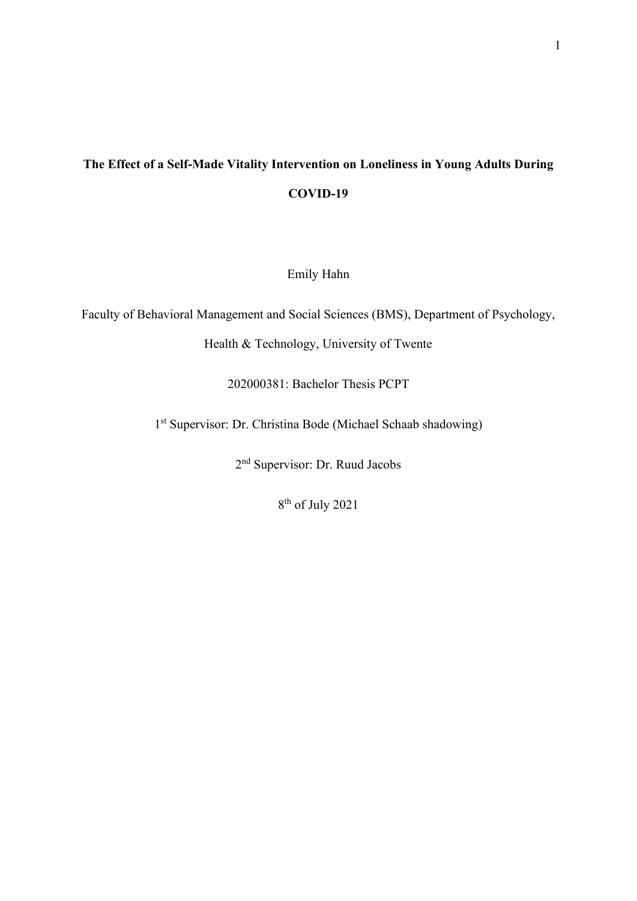# The Effect of a Self-Made Vitality Intervention on Loneliness in Young Adults During COVID-19

Emily Hahn

Faculty of Behavioral Management and Social Sciences (BMS), Department of Psychology, Health & Technology, University of Twente

202000381: Bachelor Thesis PCPT

1st Supervisor: Dr. Christina Bode (Michael Schaab shadowing)

2nd Supervisor: Dr. Ruud Jacobs

8th of July 2021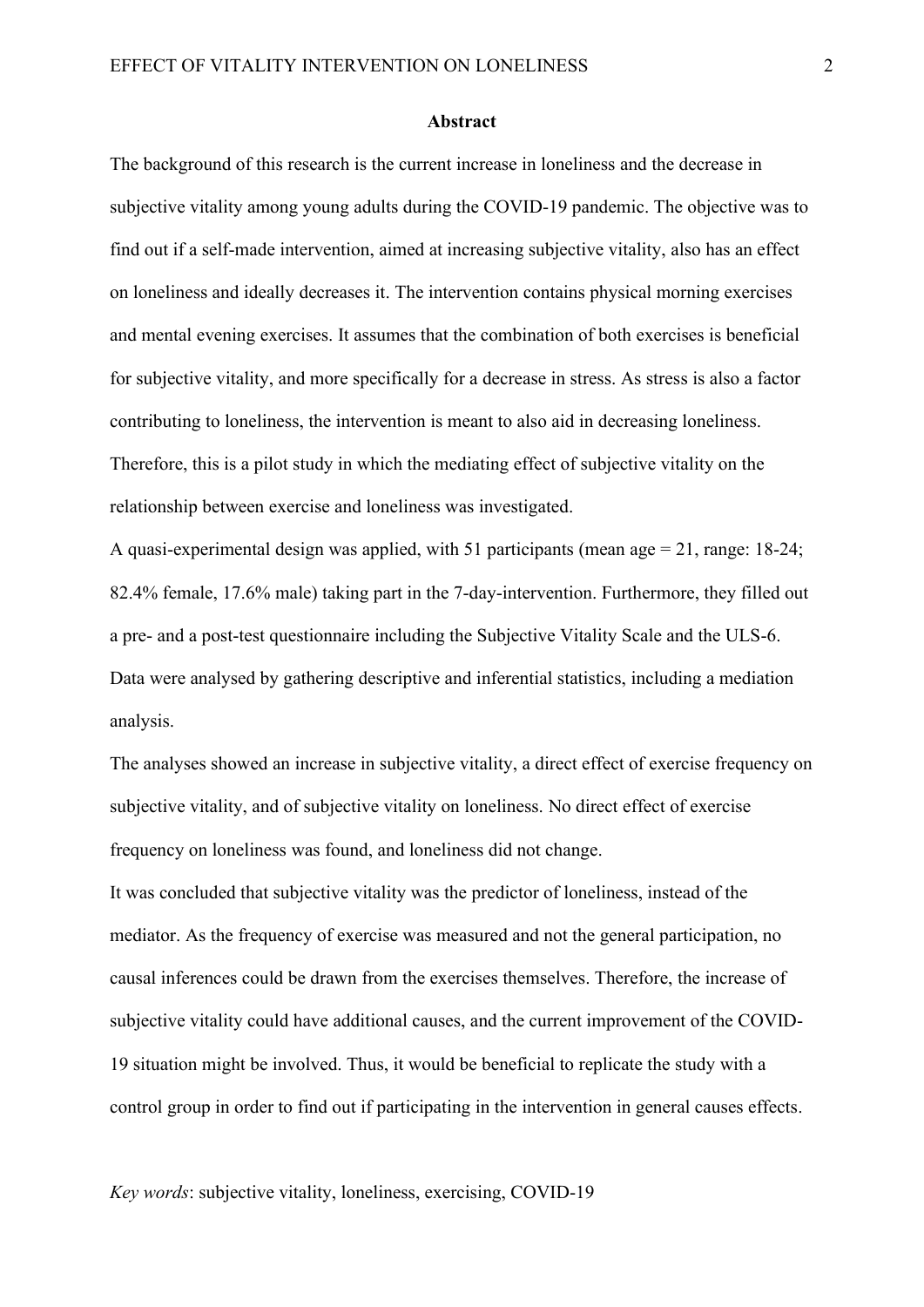## Abstract

The background of this research is the current increase in loneliness and the decrease in subjective vitality among young adults during the COVID-19 pandemic. The objective was to find out if a self-made intervention, aimed at increasing subjective vitality, also has an effect on loneliness and ideally decreases it. The intervention contains physical morning exercises and mental evening exercises. It assumes that the combination of both exercises is beneficial for subjective vitality, and more specifically for a decrease in stress. As stress is also a factor contributing to loneliness, the intervention is meant to also aid in decreasing loneliness. Therefore, this is a pilot study in which the mediating effect of subjective vitality on the relationship between exercise and loneliness was investigated.

A quasi-experimental design was applied, with 51 participants (mean age = 21, range: 18-24; 82.4% female, 17.6% male) taking part in the 7-day-intervention. Furthermore, they filled out a pre- and a post-test questionnaire including the Subjective Vitality Scale and the ULS-6. Data were analysed by gathering descriptive and inferential statistics, including a mediation analysis.

The analyses showed an increase in subjective vitality, a direct effect of exercise frequency on subjective vitality, and of subjective vitality on loneliness. No direct effect of exercise frequency on loneliness was found, and loneliness did not change.

It was concluded that subjective vitality was the predictor of loneliness, instead of the mediator. As the frequency of exercise was measured and not the general participation, no causal inferences could be drawn from the exercises themselves. Therefore, the increase of subjective vitality could have additional causes, and the current improvement of the COVID-19 situation might be involved. Thus, it would be beneficial to replicate the study with a control group in order to find out if participating in the intervention in general causes effects.

*Key words*: subjective vitality, loneliness, exercising, COVID-19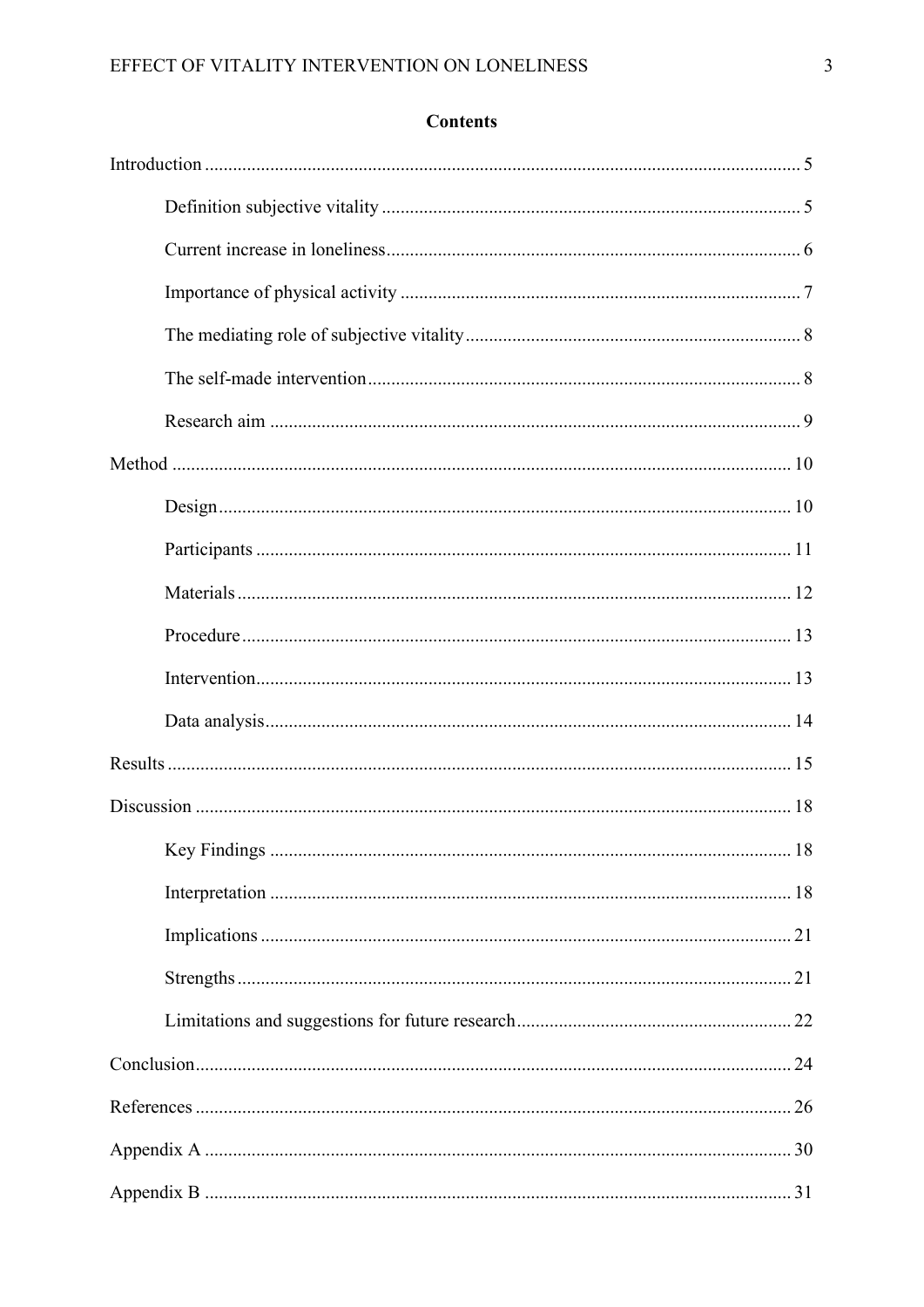## Contents

Introduction ..... 5

- Definition subjective vitality ..... 5
- Current increase in loneliness ..... 6
- Importance of physical activity ..... 7
- The mediating role of subjective vitality ..... 8
- The self-made intervention ..... 8
- Research aim ..... 9

Method ..... 10

- Design ..... 10
- Participants ..... 11
- Materials ..... 12
- Procedure ..... 13
- Intervention ..... 13
- Data analysis ..... 14

Results ..... 15

Discussion ..... 18

- Key Findings ..... 18
- Interpretation ..... 18
- Implications ..... 21
- Strengths ..... 21
- Limitations and suggestions for future research ..... 22

Conclusion ..... 24

References ..... 26

Appendix A ..... 30

Appendix B ..... 31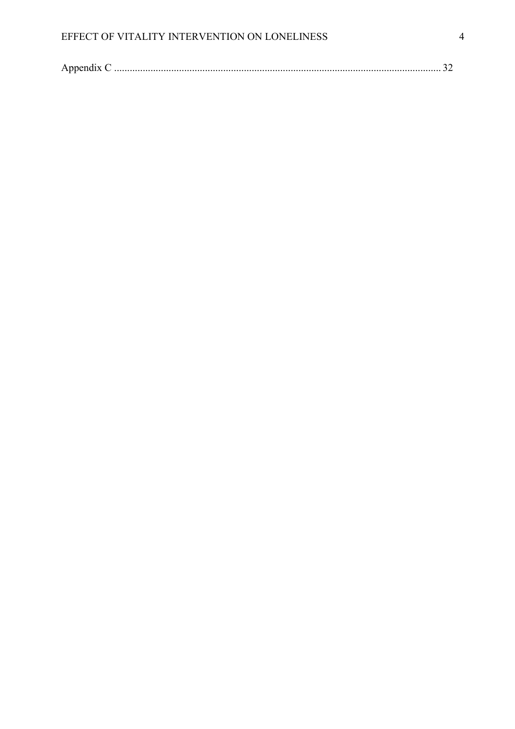Appendix C ............................................................................................................................. 32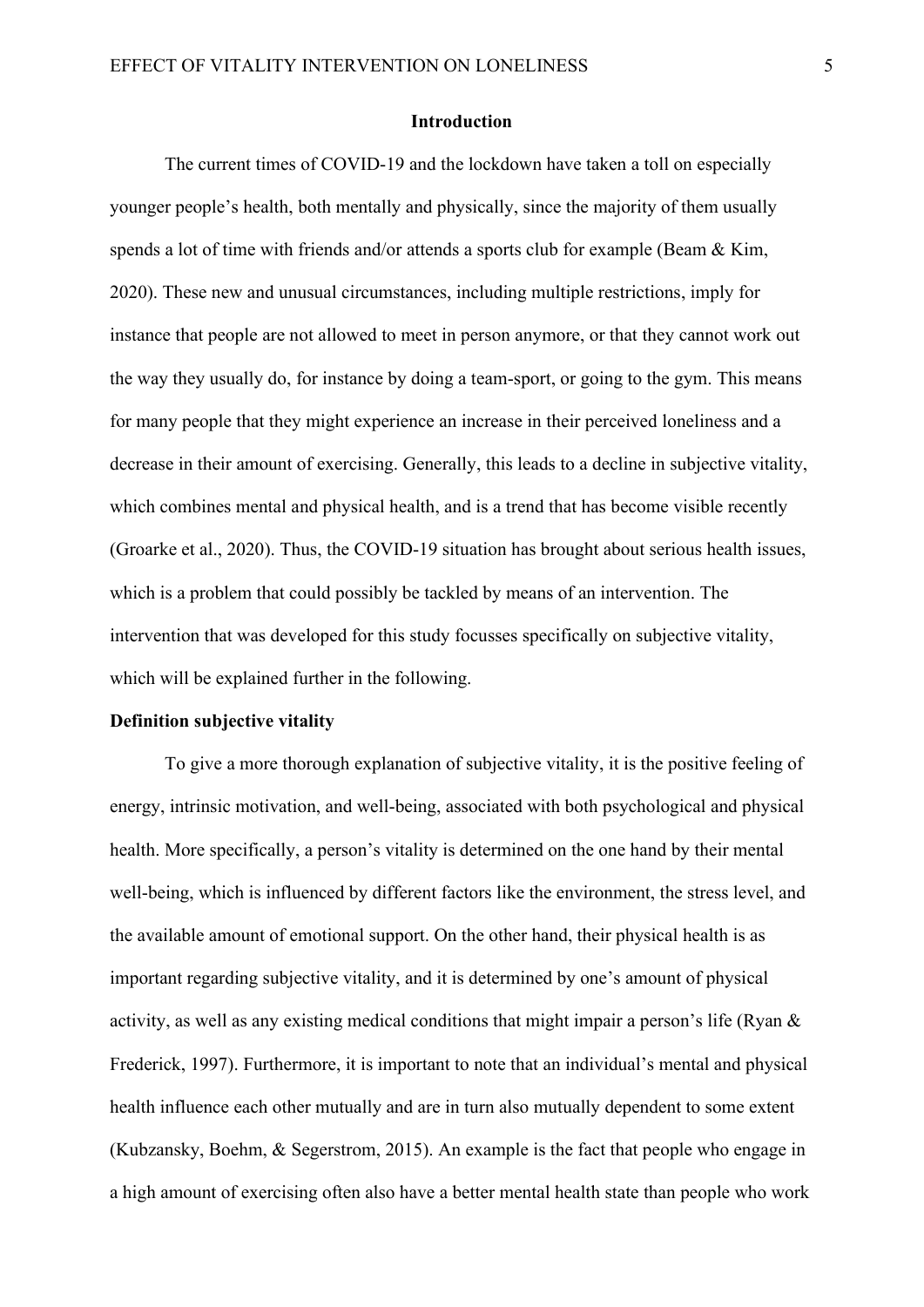# Introduction

The current times of COVID-19 and the lockdown have taken a toll on especially younger people's health, both mentally and physically, since the majority of them usually spends a lot of time with friends and/or attends a sports club for example (Beam & Kim, 2020). These new and unusual circumstances, including multiple restrictions, imply for instance that people are not allowed to meet in person anymore, or that they cannot work out the way they usually do, for instance by doing a team-sport, or going to the gym. This means for many people that they might experience an increase in their perceived loneliness and a decrease in their amount of exercising. Generally, this leads to a decline in subjective vitality, which combines mental and physical health, and is a trend that has become visible recently (Groarke et al., 2020). Thus, the COVID-19 situation has brought about serious health issues, which is a problem that could possibly be tackled by means of an intervention. The intervention that was developed for this study focusses specifically on subjective vitality, which will be explained further in the following.

## Definition subjective vitality

To give a more thorough explanation of subjective vitality, it is the positive feeling of energy, intrinsic motivation, and well-being, associated with both psychological and physical health. More specifically, a person's vitality is determined on the one hand by their mental well-being, which is influenced by different factors like the environment, the stress level, and the available amount of emotional support. On the other hand, their physical health is as important regarding subjective vitality, and it is determined by one's amount of physical activity, as well as any existing medical conditions that might impair a person's life (Ryan & Frederick, 1997). Furthermore, it is important to note that an individual's mental and physical health influence each other mutually and are in turn also mutually dependent to some extent (Kubzansky, Boehm, & Segerstrom, 2015). An example is the fact that people who engage in a high amount of exercising often also have a better mental health state than people who work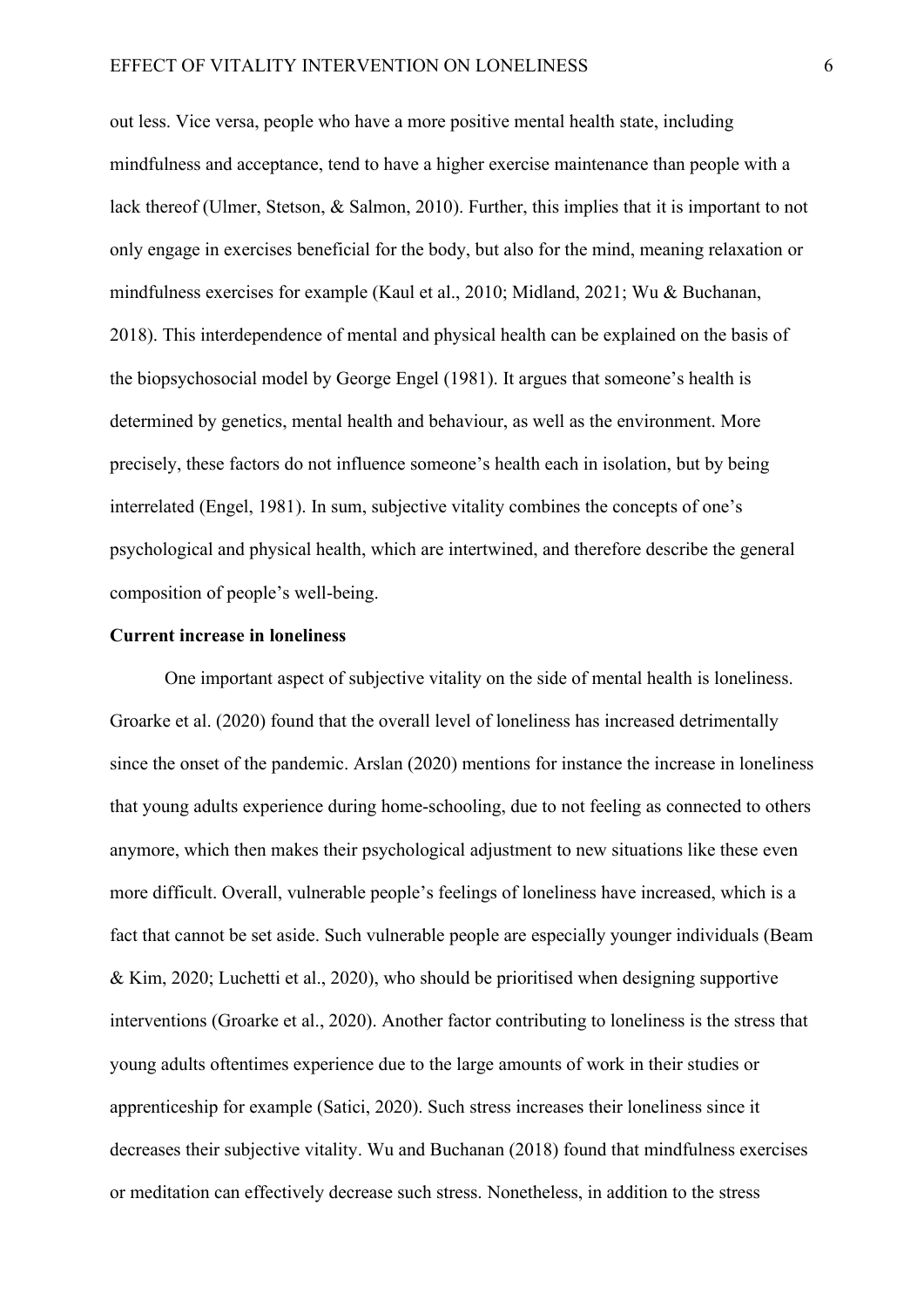out less. Vice versa, people who have a more positive mental health state, including mindfulness and acceptance, tend to have a higher exercise maintenance than people with a lack thereof (Ulmer, Stetson, & Salmon, 2010). Further, this implies that it is important to not only engage in exercises beneficial for the body, but also for the mind, meaning relaxation or mindfulness exercises for example (Kaul et al., 2010; Midland, 2021; Wu & Buchanan, 2018). This interdependence of mental and physical health can be explained on the basis of the biopsychosocial model by George Engel (1981). It argues that someone's health is determined by genetics, mental health and behaviour, as well as the environment. More precisely, these factors do not influence someone's health each in isolation, but by being interrelated (Engel, 1981). In sum, subjective vitality combines the concepts of one's psychological and physical health, which are intertwined, and therefore describe the general composition of people's well-being.

**Current increase in loneliness**

One important aspect of subjective vitality on the side of mental health is loneliness. Groarke et al. (2020) found that the overall level of loneliness has increased detrimentally since the onset of the pandemic. Arslan (2020) mentions for instance the increase in loneliness that young adults experience during home-schooling, due to not feeling as connected to others anymore, which then makes their psychological adjustment to new situations like these even more difficult. Overall, vulnerable people's feelings of loneliness have increased, which is a fact that cannot be set aside. Such vulnerable people are especially younger individuals (Beam & Kim, 2020; Luchetti et al., 2020), who should be prioritised when designing supportive interventions (Groarke et al., 2020). Another factor contributing to loneliness is the stress that young adults oftentimes experience due to the large amounts of work in their studies or apprenticeship for example (Satici, 2020). Such stress increases their loneliness since it decreases their subjective vitality. Wu and Buchanan (2018) found that mindfulness exercises or meditation can effectively decrease such stress. Nonetheless, in addition to the stress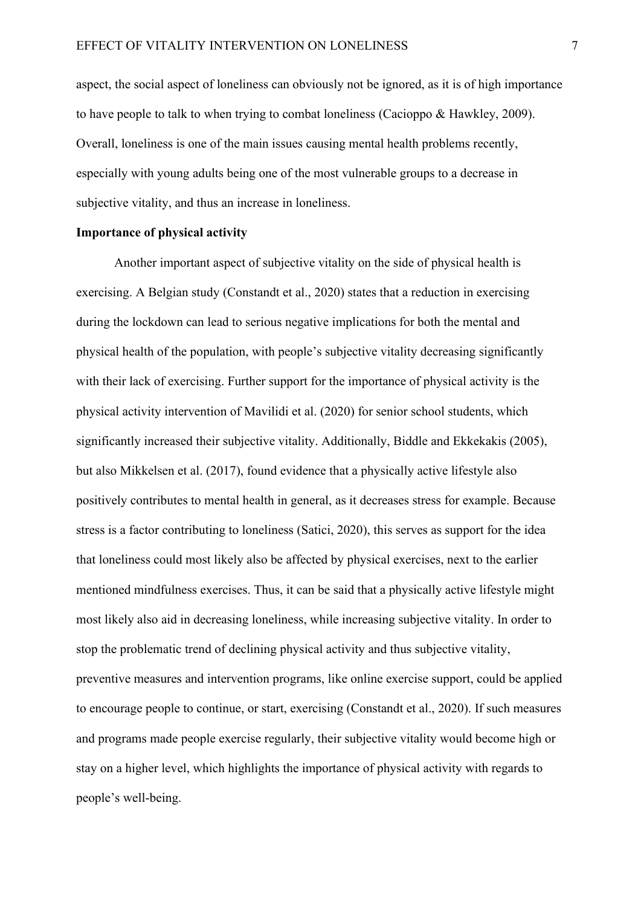aspect, the social aspect of loneliness can obviously not be ignored, as it is of high importance to have people to talk to when trying to combat loneliness (Cacioppo & Hawkley, 2009). Overall, loneliness is one of the main issues causing mental health problems recently, especially with young adults being one of the most vulnerable groups to a decrease in subjective vitality, and thus an increase in loneliness.

**Importance of physical activity**

Another important aspect of subjective vitality on the side of physical health is exercising. A Belgian study (Constandt et al., 2020) states that a reduction in exercising during the lockdown can lead to serious negative implications for both the mental and physical health of the population, with people's subjective vitality decreasing significantly with their lack of exercising. Further support for the importance of physical activity is the physical activity intervention of Mavilidi et al. (2020) for senior school students, which significantly increased their subjective vitality. Additionally, Biddle and Ekkekakis (2005), but also Mikkelsen et al. (2017), found evidence that a physically active lifestyle also positively contributes to mental health in general, as it decreases stress for example. Because stress is a factor contributing to loneliness (Satici, 2020), this serves as support for the idea that loneliness could most likely also be affected by physical exercises, next to the earlier mentioned mindfulness exercises. Thus, it can be said that a physically active lifestyle might most likely also aid in decreasing loneliness, while increasing subjective vitality. In order to stop the problematic trend of declining physical activity and thus subjective vitality, preventive measures and intervention programs, like online exercise support, could be applied to encourage people to continue, or start, exercising (Constandt et al., 2020). If such measures and programs made people exercise regularly, their subjective vitality would become high or stay on a higher level, which highlights the importance of physical activity with regards to people's well-being.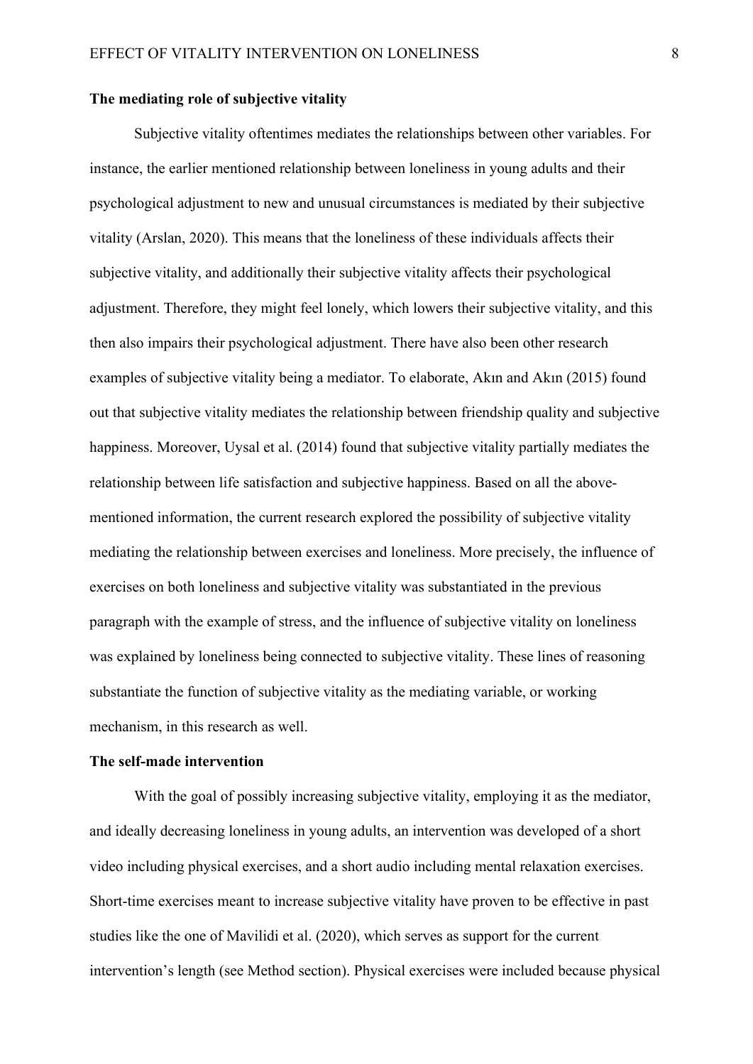**The mediating role of subjective vitality**

Subjective vitality oftentimes mediates the relationships between other variables. For instance, the earlier mentioned relationship between loneliness in young adults and their psychological adjustment to new and unusual circumstances is mediated by their subjective vitality (Arslan, 2020). This means that the loneliness of these individuals affects their subjective vitality, and additionally their subjective vitality affects their psychological adjustment. Therefore, they might feel lonely, which lowers their subjective vitality, and this then also impairs their psychological adjustment. There have also been other research examples of subjective vitality being a mediator. To elaborate, Akın and Akın (2015) found out that subjective vitality mediates the relationship between friendship quality and subjective happiness. Moreover, Uysal et al. (2014) found that subjective vitality partially mediates the relationship between life satisfaction and subjective happiness. Based on all the above-mentioned information, the current research explored the possibility of subjective vitality mediating the relationship between exercises and loneliness. More precisely, the influence of exercises on both loneliness and subjective vitality was substantiated in the previous paragraph with the example of stress, and the influence of subjective vitality on loneliness was explained by loneliness being connected to subjective vitality. These lines of reasoning substantiate the function of subjective vitality as the mediating variable, or working mechanism, in this research as well.

**The self-made intervention**

With the goal of possibly increasing subjective vitality, employing it as the mediator, and ideally decreasing loneliness in young adults, an intervention was developed of a short video including physical exercises, and a short audio including mental relaxation exercises. Short-time exercises meant to increase subjective vitality have proven to be effective in past studies like the one of Mavilidi et al. (2020), which serves as support for the current intervention's length (see Method section). Physical exercises were included because physical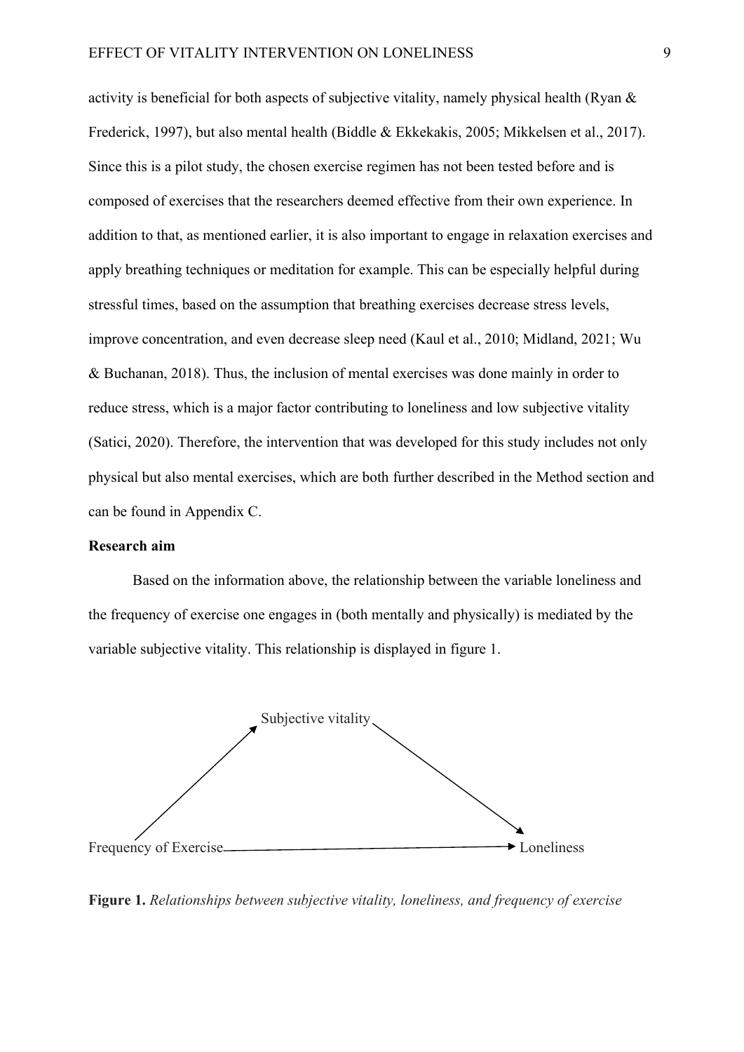activity is beneficial for both aspects of subjective vitality, namely physical health (Ryan & Frederick, 1997), but also mental health (Biddle & Ekkekakis, 2005; Mikkelsen et al., 2017). Since this is a pilot study, the chosen exercise regimen has not been tested before and is composed of exercises that the researchers deemed effective from their own experience. In addition to that, as mentioned earlier, it is also important to engage in relaxation exercises and apply breathing techniques or meditation for example. This can be especially helpful during stressful times, based on the assumption that breathing exercises decrease stress levels, improve concentration, and even decrease sleep need (Kaul et al., 2010; Midland, 2021; Wu & Buchanan, 2018). Thus, the inclusion of mental exercises was done mainly in order to reduce stress, which is a major factor contributing to loneliness and low subjective vitality (Satici, 2020). Therefore, the intervention that was developed for this study includes not only physical but also mental exercises, which are both further described in the Method section and can be found in Appendix C.

**Research aim**

Based on the information above, the relationship between the variable loneliness and the frequency of exercise one engages in (both mentally and physically) is mediated by the variable subjective vitality. This relationship is displayed in figure 1.

Subjective vitality

Frequency of Exercise → Loneliness

**Figure 1.** *Relationships between subjective vitality, loneliness, and frequency of exercise*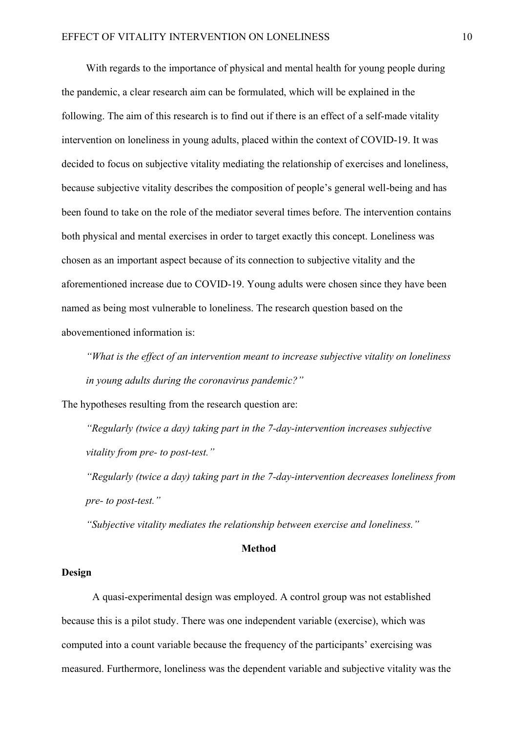With regards to the importance of physical and mental health for young people during the pandemic, a clear research aim can be formulated, which will be explained in the following. The aim of this research is to find out if there is an effect of a self-made vitality intervention on loneliness in young adults, placed within the context of COVID-19. It was decided to focus on subjective vitality mediating the relationship of exercises and loneliness, because subjective vitality describes the composition of people's general well-being and has been found to take on the role of the mediator several times before. The intervention contains both physical and mental exercises in order to target exactly this concept. Loneliness was chosen as an important aspect because of its connection to subjective vitality and the aforementioned increase due to COVID-19. Young adults were chosen since they have been named as being most vulnerable to loneliness. The research question based on the abovementioned information is:

*"What is the effect of an intervention meant to increase subjective vitality on loneliness in young adults during the coronavirus pandemic?"*

The hypotheses resulting from the research question are:

*"Regularly (twice a day) taking part in the 7-day-intervention increases subjective vitality from pre- to post-test."*

*"Regularly (twice a day) taking part in the 7-day-intervention decreases loneliness from pre- to post-test."*

*"Subjective vitality mediates the relationship between exercise and loneliness."*

# Method

## Design

A quasi-experimental design was employed. A control group was not established because this is a pilot study. There was one independent variable (exercise), which was computed into a count variable because the frequency of the participants' exercising was measured. Furthermore, loneliness was the dependent variable and subjective vitality was the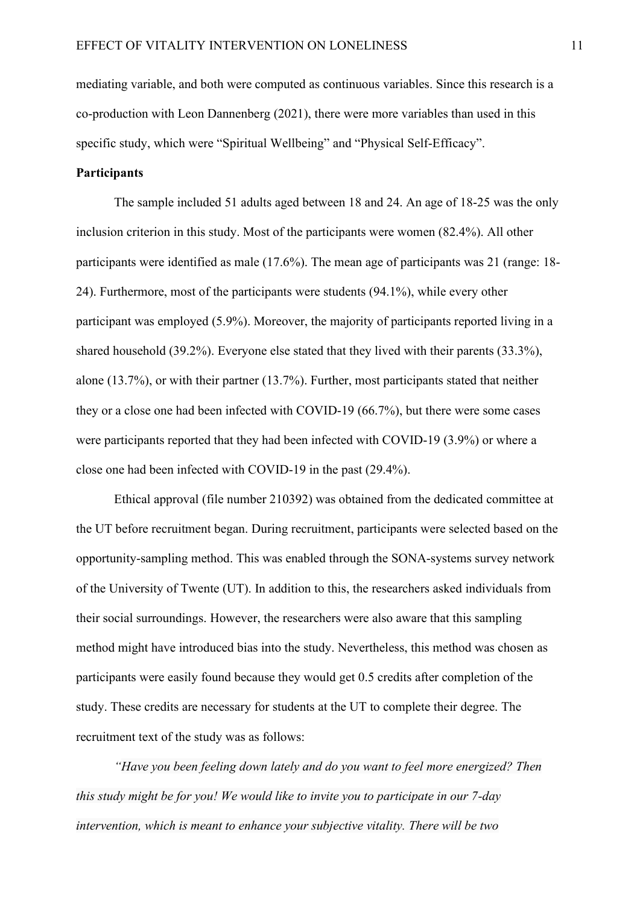mediating variable, and both were computed as continuous variables. Since this research is a co-production with Leon Dannenberg (2021), there were more variables than used in this specific study, which were "Spiritual Wellbeing" and "Physical Self-Efficacy".

**Participants**

The sample included 51 adults aged between 18 and 24. An age of 18-25 was the only inclusion criterion in this study. Most of the participants were women (82.4%). All other participants were identified as male (17.6%). The mean age of participants was 21 (range: 18-24). Furthermore, most of the participants were students (94.1%), while every other participant was employed (5.9%). Moreover, the majority of participants reported living in a shared household (39.2%). Everyone else stated that they lived with their parents (33.3%), alone (13.7%), or with their partner (13.7%). Further, most participants stated that neither they or a close one had been infected with COVID-19 (66.7%), but there were some cases were participants reported that they had been infected with COVID-19 (3.9%) or where a close one had been infected with COVID-19 in the past (29.4%).

Ethical approval (file number 210392) was obtained from the dedicated committee at the UT before recruitment began. During recruitment, participants were selected based on the opportunity-sampling method. This was enabled through the SONA-systems survey network of the University of Twente (UT). In addition to this, the researchers asked individuals from their social surroundings. However, the researchers were also aware that this sampling method might have introduced bias into the study. Nevertheless, this method was chosen as participants were easily found because they would get 0.5 credits after completion of the study. These credits are necessary for students at the UT to complete their degree. The recruitment text of the study was as follows:

*"Have you been feeling down lately and do you want to feel more energized? Then this study might be for you! We would like to invite you to participate in our 7-day intervention, which is meant to enhance your subjective vitality. There will be two*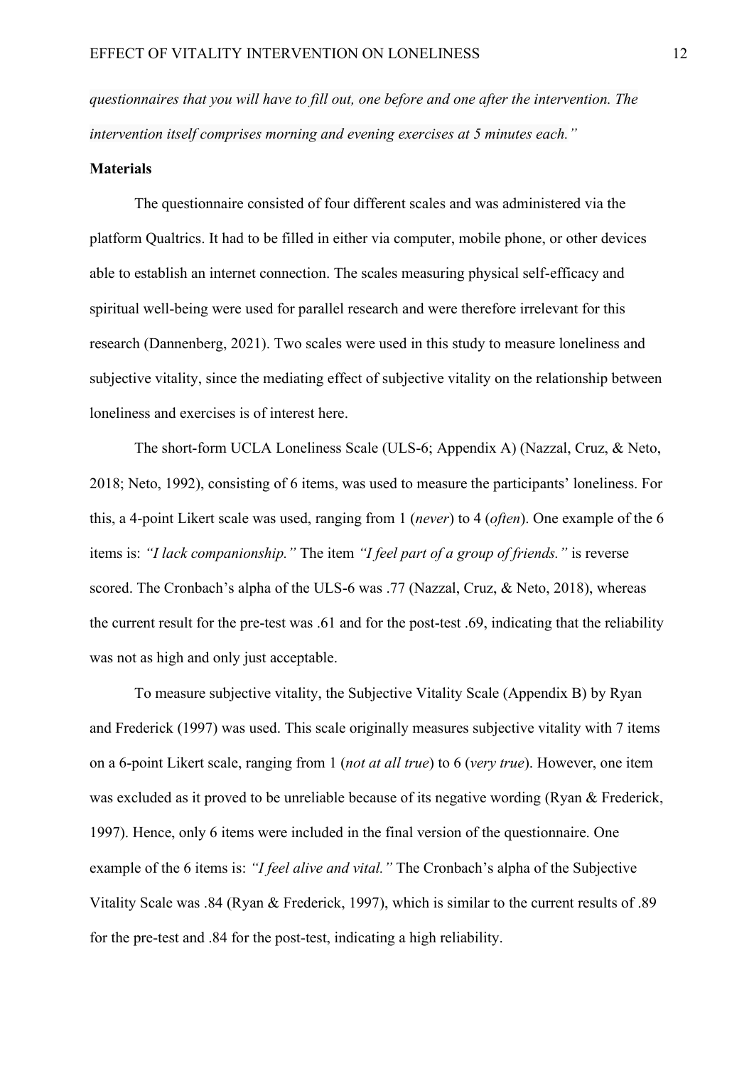*questionnaires that you will have to fill out, one before and one after the intervention. The intervention itself comprises morning and evening exercises at 5 minutes each."*

## Materials

The questionnaire consisted of four different scales and was administered via the platform Qualtrics. It had to be filled in either via computer, mobile phone, or other devices able to establish an internet connection. The scales measuring physical self-efficacy and spiritual well-being were used for parallel research and were therefore irrelevant for this research (Dannenberg, 2021). Two scales were used in this study to measure loneliness and subjective vitality, since the mediating effect of subjective vitality on the relationship between loneliness and exercises is of interest here.

The short-form UCLA Loneliness Scale (ULS-6; Appendix A) (Nazzal, Cruz, & Neto, 2018; Neto, 1992), consisting of 6 items, was used to measure the participants' loneliness. For this, a 4-point Likert scale was used, ranging from 1 (*never*) to 4 (*often*). One example of the 6 items is: *"I lack companionship."* The item *"I feel part of a group of friends."* is reverse scored. The Cronbach's alpha of the ULS-6 was .77 (Nazzal, Cruz, & Neto, 2018), whereas the current result for the pre-test was .61 and for the post-test .69, indicating that the reliability was not as high and only just acceptable.

To measure subjective vitality, the Subjective Vitality Scale (Appendix B) by Ryan and Frederick (1997) was used. This scale originally measures subjective vitality with 7 items on a 6-point Likert scale, ranging from 1 (*not at all true*) to 6 (*very true*). However, one item was excluded as it proved to be unreliable because of its negative wording (Ryan & Frederick, 1997). Hence, only 6 items were included in the final version of the questionnaire. One example of the 6 items is: *"I feel alive and vital."* The Cronbach's alpha of the Subjective Vitality Scale was .84 (Ryan & Frederick, 1997), which is similar to the current results of .89 for the pre-test and .84 for the post-test, indicating a high reliability.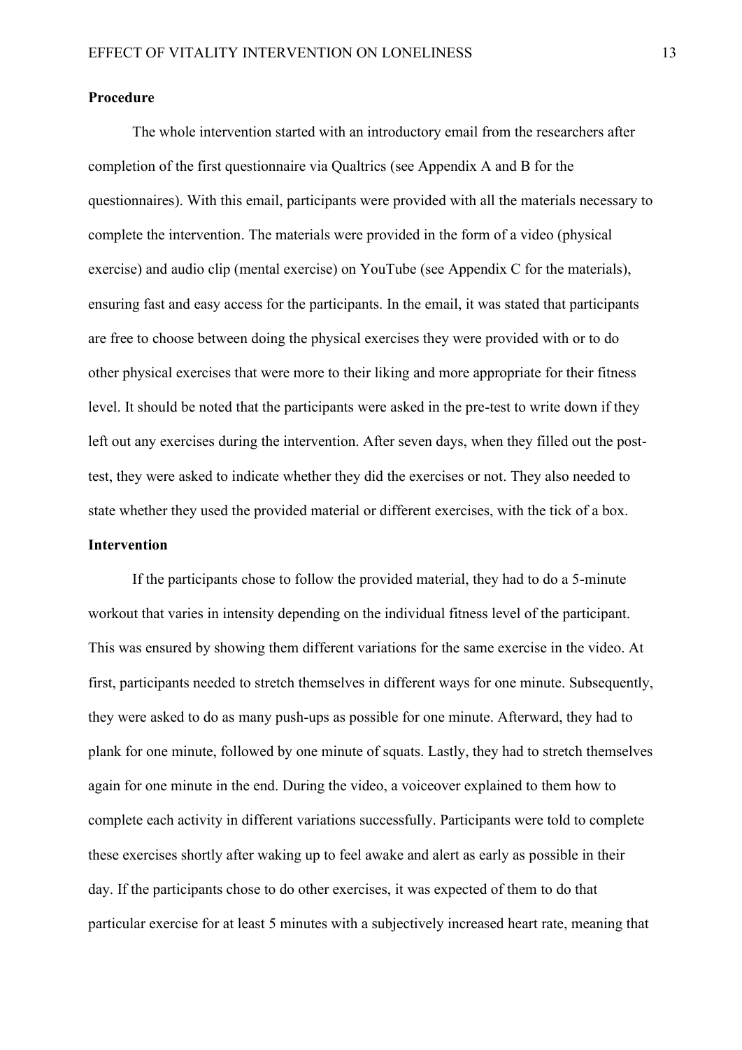**Procedure**

The whole intervention started with an introductory email from the researchers after completion of the first questionnaire via Qualtrics (see Appendix A and B for the questionnaires). With this email, participants were provided with all the materials necessary to complete the intervention. The materials were provided in the form of a video (physical exercise) and audio clip (mental exercise) on YouTube (see Appendix C for the materials), ensuring fast and easy access for the participants. In the email, it was stated that participants are free to choose between doing the physical exercises they were provided with or to do other physical exercises that were more to their liking and more appropriate for their fitness level. It should be noted that the participants were asked in the pre-test to write down if they left out any exercises during the intervention. After seven days, when they filled out the post-test, they were asked to indicate whether they did the exercises or not. They also needed to state whether they used the provided material or different exercises, with the tick of a box.

**Intervention**

If the participants chose to follow the provided material, they had to do a 5-minute workout that varies in intensity depending on the individual fitness level of the participant. This was ensured by showing them different variations for the same exercise in the video. At first, participants needed to stretch themselves in different ways for one minute. Subsequently, they were asked to do as many push-ups as possible for one minute. Afterward, they had to plank for one minute, followed by one minute of squats. Lastly, they had to stretch themselves again for one minute in the end. During the video, a voiceover explained to them how to complete each activity in different variations successfully. Participants were told to complete these exercises shortly after waking up to feel awake and alert as early as possible in their day. If the participants chose to do other exercises, it was expected of them to do that particular exercise for at least 5 minutes with a subjectively increased heart rate, meaning that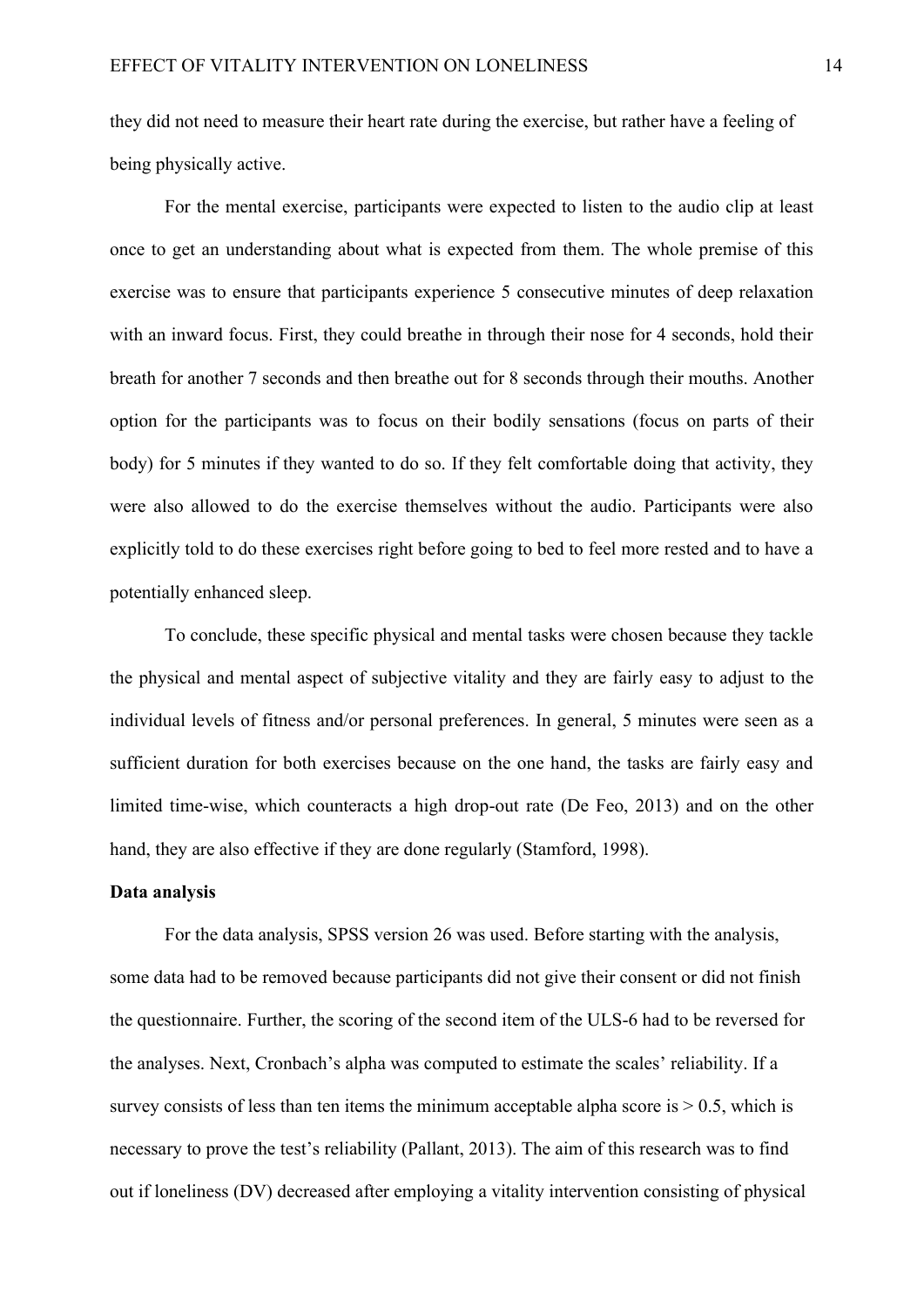they did not need to measure their heart rate during the exercise, but rather have a feeling of being physically active.

For the mental exercise, participants were expected to listen to the audio clip at least once to get an understanding about what is expected from them. The whole premise of this exercise was to ensure that participants experience 5 consecutive minutes of deep relaxation with an inward focus. First, they could breathe in through their nose for 4 seconds, hold their breath for another 7 seconds and then breathe out for 8 seconds through their mouths. Another option for the participants was to focus on their bodily sensations (focus on parts of their body) for 5 minutes if they wanted to do so. If they felt comfortable doing that activity, they were also allowed to do the exercise themselves without the audio. Participants were also explicitly told to do these exercises right before going to bed to feel more rested and to have a potentially enhanced sleep.

To conclude, these specific physical and mental tasks were chosen because they tackle the physical and mental aspect of subjective vitality and they are fairly easy to adjust to the individual levels of fitness and/or personal preferences. In general, 5 minutes were seen as a sufficient duration for both exercises because on the one hand, the tasks are fairly easy and limited time-wise, which counteracts a high drop-out rate (De Feo, 2013) and on the other hand, they are also effective if they are done regularly (Stamford, 1998).

**Data analysis**

For the data analysis, SPSS version 26 was used. Before starting with the analysis, some data had to be removed because participants did not give their consent or did not finish the questionnaire. Further, the scoring of the second item of the ULS-6 had to be reversed for the analyses. Next, Cronbach's alpha was computed to estimate the scales' reliability. If a survey consists of less than ten items the minimum acceptable alpha score is > 0.5, which is necessary to prove the test's reliability (Pallant, 2013). The aim of this research was to find out if loneliness (DV) decreased after employing a vitality intervention consisting of physical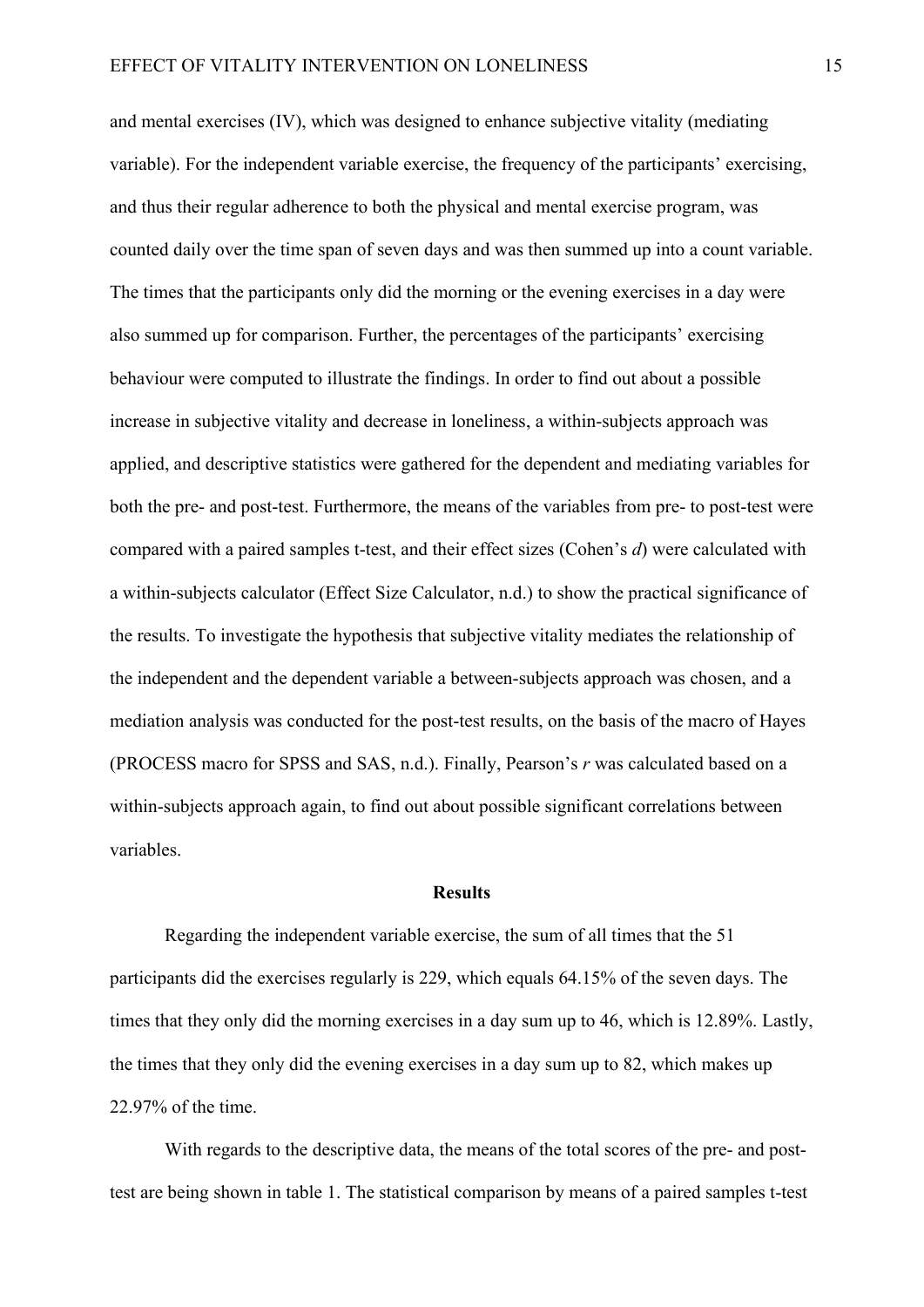and mental exercises (IV), which was designed to enhance subjective vitality (mediating variable). For the independent variable exercise, the frequency of the participants' exercising, and thus their regular adherence to both the physical and mental exercise program, was counted daily over the time span of seven days and was then summed up into a count variable. The times that the participants only did the morning or the evening exercises in a day were also summed up for comparison. Further, the percentages of the participants' exercising behaviour were computed to illustrate the findings. In order to find out about a possible increase in subjective vitality and decrease in loneliness, a within-subjects approach was applied, and descriptive statistics were gathered for the dependent and mediating variables for both the pre- and post-test. Furthermore, the means of the variables from pre- to post-test were compared with a paired samples t-test, and their effect sizes (Cohen's *d*) were calculated with a within-subjects calculator (Effect Size Calculator, n.d.) to show the practical significance of the results. To investigate the hypothesis that subjective vitality mediates the relationship of the independent and the dependent variable a between-subjects approach was chosen, and a mediation analysis was conducted for the post-test results, on the basis of the macro of Hayes (PROCESS macro for SPSS and SAS, n.d.). Finally, Pearson's *r* was calculated based on a within-subjects approach again, to find out about possible significant correlations between variables.

## Results

Regarding the independent variable exercise, the sum of all times that the 51 participants did the exercises regularly is 229, which equals 64.15% of the seven days. The times that they only did the morning exercises in a day sum up to 46, which is 12.89%. Lastly, the times that they only did the evening exercises in a day sum up to 82, which makes up 22.97% of the time.

With regards to the descriptive data, the means of the total scores of the pre- and post-test are being shown in table 1. The statistical comparison by means of a paired samples t-test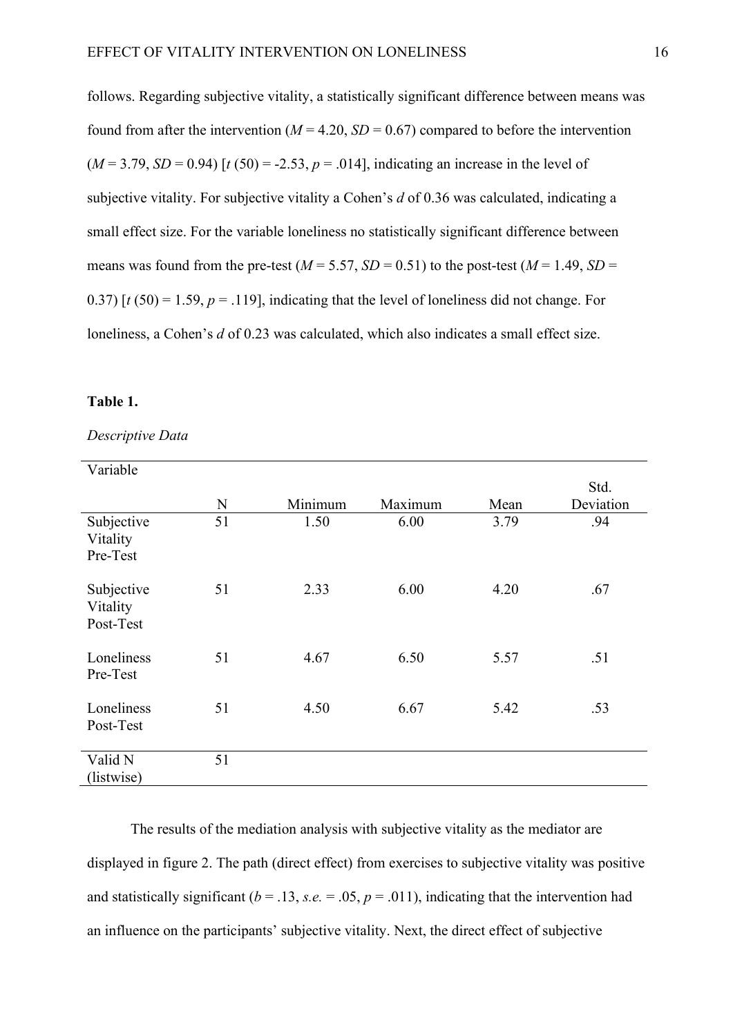follows. Regarding subjective vitality, a statistically significant difference between means was found from after the intervention (*M* = 4.20, *SD* = 0.67) compared to before the intervention (*M* = 3.79, *SD* = 0.94) [*t* (50) = -2.53, *p* = .014], indicating an increase in the level of subjective vitality. For subjective vitality a Cohen's *d* of 0.36 was calculated, indicating a small effect size. For the variable loneliness no statistically significant difference between means was found from the pre-test (*M* = 5.57, *SD* = 0.51) to the post-test (*M* = 1.49, *SD* = 0.37) [*t* (50) = 1.59, *p* = .119], indicating that the level of loneliness did not change. For loneliness, a Cohen's *d* of 0.23 was calculated, which also indicates a small effect size.

**Table 1.**

*Descriptive Data*

| Variable | N | Minimum | Maximum | Mean | Std. Deviation |
|---|---|---|---|---|---|
| Subjective Vitality Pre-Test | 51 | 1.50 | 6.00 | 3.79 | .94 |
| Subjective Vitality Post-Test | 51 | 2.33 | 6.00 | 4.20 | .67 |
| Loneliness Pre-Test | 51 | 4.67 | 6.50 | 5.57 | .51 |
| Loneliness Post-Test | 51 | 4.50 | 6.67 | 5.42 | .53 |
| Valid N (listwise) | 51 | | | | |

The results of the mediation analysis with subjective vitality as the mediator are displayed in figure 2. The path (direct effect) from exercises to subjective vitality was positive and statistically significant (*b* = .13, *s.e.* = .05, *p* = .011), indicating that the intervention had an influence on the participants' subjective vitality. Next, the direct effect of subjective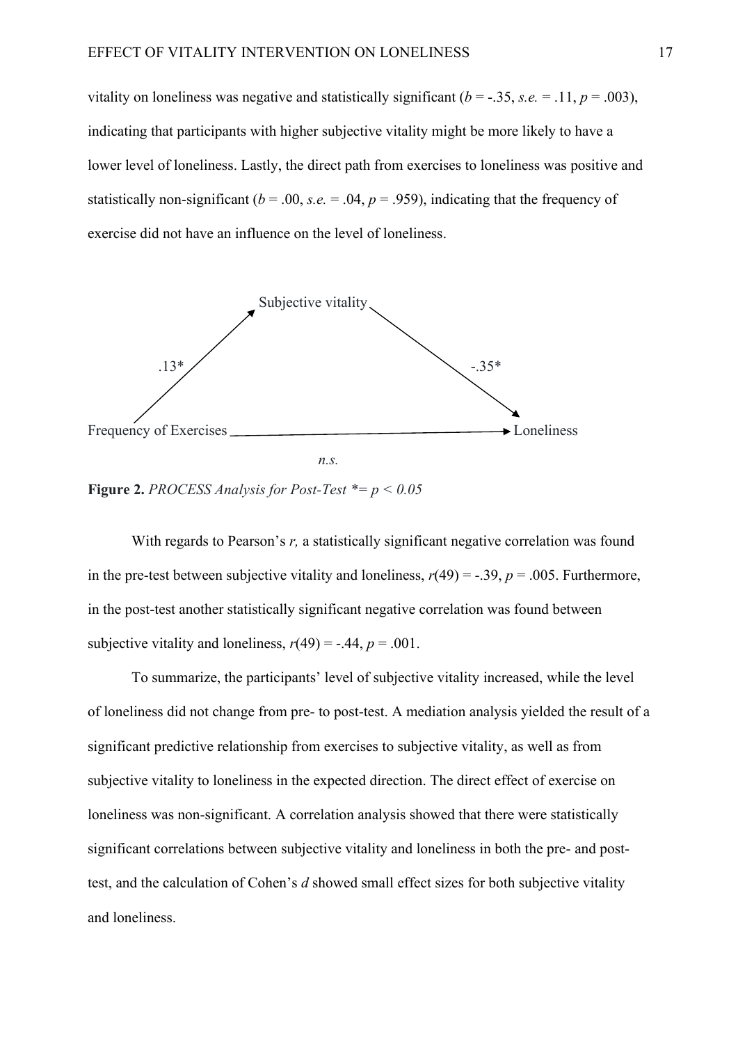vitality on loneliness was negative and statistically significant ($b$ = -.35, *s.e.* = .11, $p$ = .003), indicating that participants with higher subjective vitality might be more likely to have a lower level of loneliness. Lastly, the direct path from exercises to loneliness was positive and statistically non-significant ($b$ = .00, *s.e.* = .04, $p$ = .959), indicating that the frequency of exercise did not have an influence on the level of loneliness.

Subjective vitality

.13*

-.35*

Frequency of Exercises

Loneliness

*n.s.*

**Figure 2.** *PROCESS Analysis for Post-Test \*= $p$ < 0.05*

With regards to Pearson's *r,* a statistically significant negative correlation was found in the pre-test between subjective vitality and loneliness, $r(49) = -.39$, $p = .005$. Furthermore, in the post-test another statistically significant negative correlation was found between subjective vitality and loneliness, $r(49) = -.44$, $p = .001$.

To summarize, the participants' level of subjective vitality increased, while the level of loneliness did not change from pre- to post-test. A mediation analysis yielded the result of a significant predictive relationship from exercises to subjective vitality, as well as from subjective vitality to loneliness in the expected direction. The direct effect of exercise on loneliness was non-significant. A correlation analysis showed that there were statistically significant correlations between subjective vitality and loneliness in both the pre- and post-test, and the calculation of Cohen's *d* showed small effect sizes for both subjective vitality and loneliness.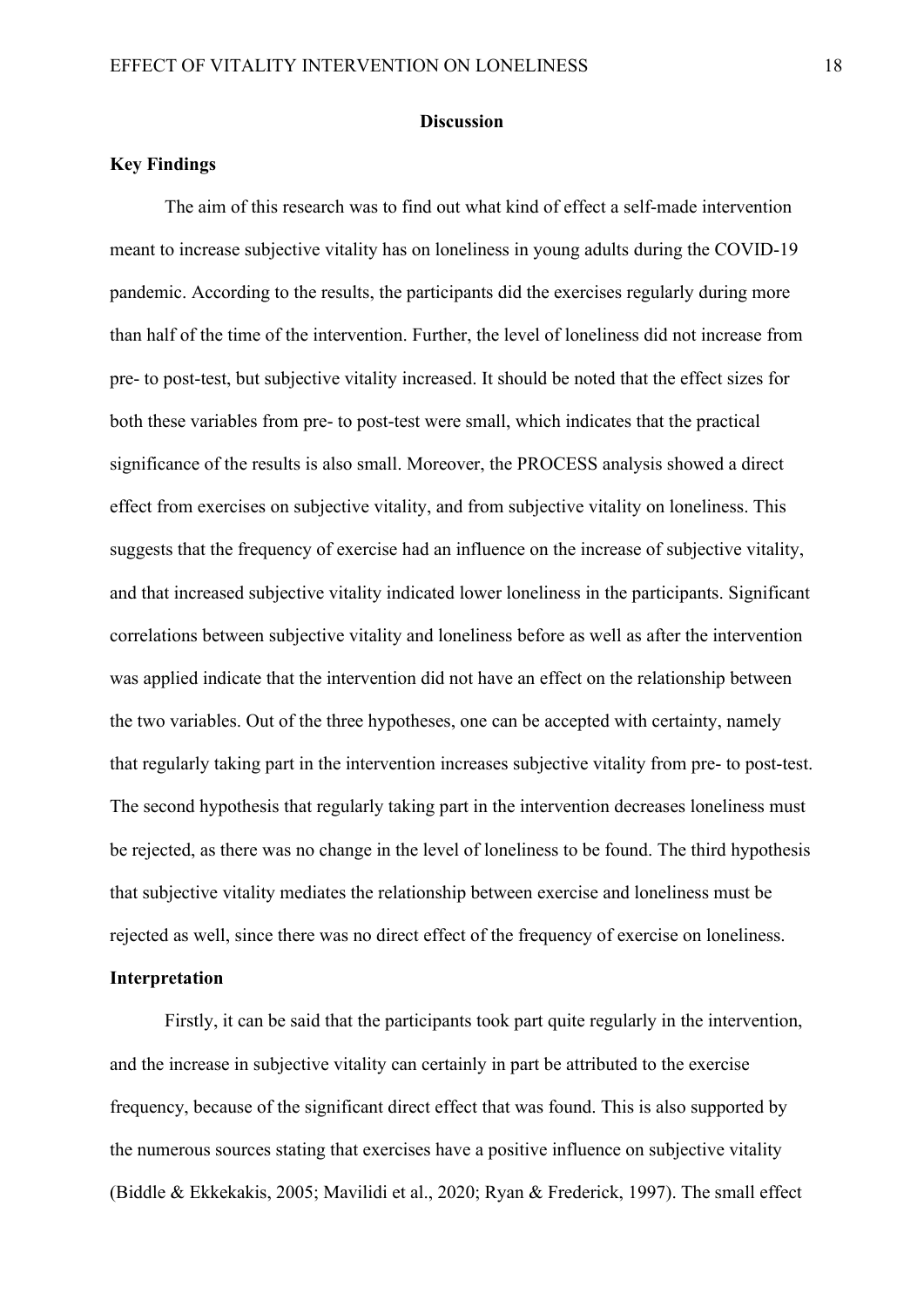## Discussion

### Key Findings

The aim of this research was to find out what kind of effect a self-made intervention meant to increase subjective vitality has on loneliness in young adults during the COVID-19 pandemic. According to the results, the participants did the exercises regularly during more than half of the time of the intervention. Further, the level of loneliness did not increase from pre- to post-test, but subjective vitality increased. It should be noted that the effect sizes for both these variables from pre- to post-test were small, which indicates that the practical significance of the results is also small. Moreover, the PROCESS analysis showed a direct effect from exercises on subjective vitality, and from subjective vitality on loneliness. This suggests that the frequency of exercise had an influence on the increase of subjective vitality, and that increased subjective vitality indicated lower loneliness in the participants. Significant correlations between subjective vitality and loneliness before as well as after the intervention was applied indicate that the intervention did not have an effect on the relationship between the two variables. Out of the three hypotheses, one can be accepted with certainty, namely that regularly taking part in the intervention increases subjective vitality from pre- to post-test. The second hypothesis that regularly taking part in the intervention decreases loneliness must be rejected, as there was no change in the level of loneliness to be found. The third hypothesis that subjective vitality mediates the relationship between exercise and loneliness must be rejected as well, since there was no direct effect of the frequency of exercise on loneliness.

### Interpretation

Firstly, it can be said that the participants took part quite regularly in the intervention, and the increase in subjective vitality can certainly in part be attributed to the exercise frequency, because of the significant direct effect that was found. This is also supported by the numerous sources stating that exercises have a positive influence on subjective vitality (Biddle & Ekkekakis, 2005; Mavilidi et al., 2020; Ryan & Frederick, 1997). The small effect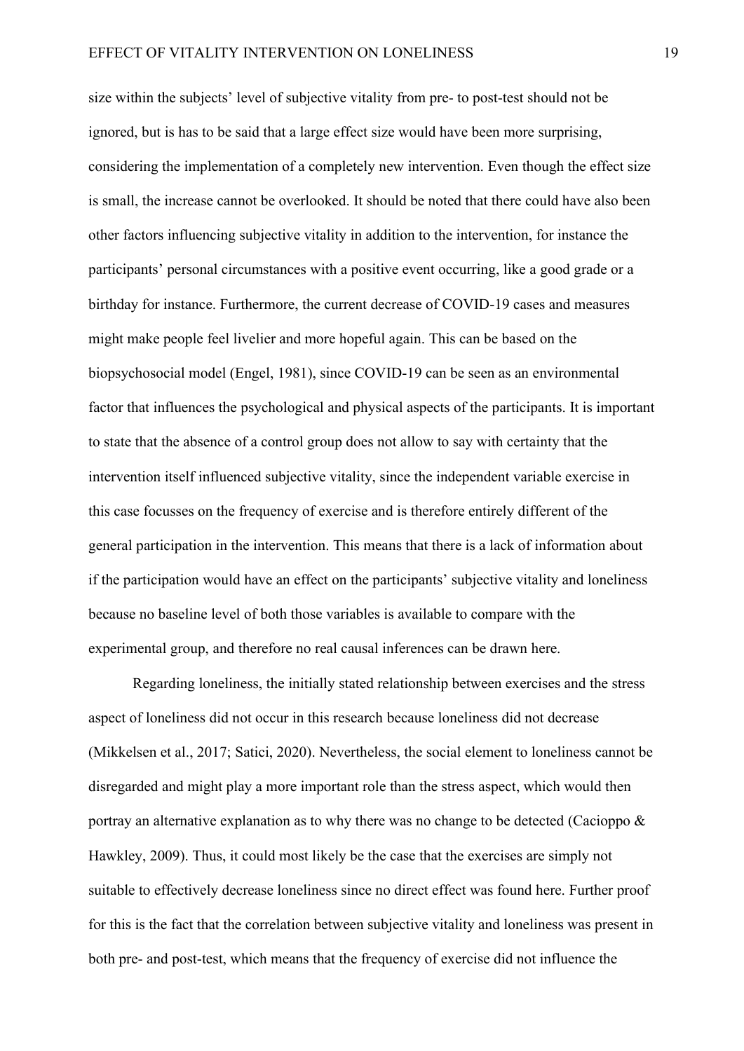size within the subjects' level of subjective vitality from pre- to post-test should not be ignored, but is has to be said that a large effect size would have been more surprising, considering the implementation of a completely new intervention. Even though the effect size is small, the increase cannot be overlooked. It should be noted that there could have also been other factors influencing subjective vitality in addition to the intervention, for instance the participants' personal circumstances with a positive event occurring, like a good grade or a birthday for instance. Furthermore, the current decrease of COVID-19 cases and measures might make people feel livelier and more hopeful again. This can be based on the biopsychosocial model (Engel, 1981), since COVID-19 can be seen as an environmental factor that influences the psychological and physical aspects of the participants. It is important to state that the absence of a control group does not allow to say with certainty that the intervention itself influenced subjective vitality, since the independent variable exercise in this case focusses on the frequency of exercise and is therefore entirely different of the general participation in the intervention. This means that there is a lack of information about if the participation would have an effect on the participants' subjective vitality and loneliness because no baseline level of both those variables is available to compare with the experimental group, and therefore no real causal inferences can be drawn here.

Regarding loneliness, the initially stated relationship between exercises and the stress aspect of loneliness did not occur in this research because loneliness did not decrease (Mikkelsen et al., 2017; Satici, 2020). Nevertheless, the social element to loneliness cannot be disregarded and might play a more important role than the stress aspect, which would then portray an alternative explanation as to why there was no change to be detected (Cacioppo & Hawkley, 2009). Thus, it could most likely be the case that the exercises are simply not suitable to effectively decrease loneliness since no direct effect was found here. Further proof for this is the fact that the correlation between subjective vitality and loneliness was present in both pre- and post-test, which means that the frequency of exercise did not influence the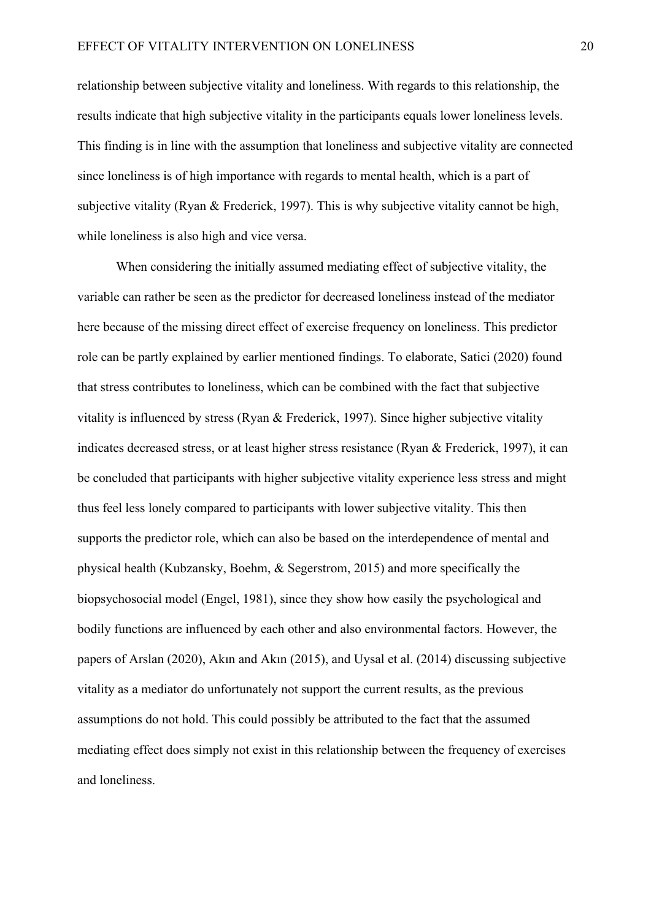relationship between subjective vitality and loneliness. With regards to this relationship, the results indicate that high subjective vitality in the participants equals lower loneliness levels. This finding is in line with the assumption that loneliness and subjective vitality are connected since loneliness is of high importance with regards to mental health, which is a part of subjective vitality (Ryan & Frederick, 1997). This is why subjective vitality cannot be high, while loneliness is also high and vice versa.

When considering the initially assumed mediating effect of subjective vitality, the variable can rather be seen as the predictor for decreased loneliness instead of the mediator here because of the missing direct effect of exercise frequency on loneliness. This predictor role can be partly explained by earlier mentioned findings. To elaborate, Satici (2020) found that stress contributes to loneliness, which can be combined with the fact that subjective vitality is influenced by stress (Ryan & Frederick, 1997). Since higher subjective vitality indicates decreased stress, or at least higher stress resistance (Ryan & Frederick, 1997), it can be concluded that participants with higher subjective vitality experience less stress and might thus feel less lonely compared to participants with lower subjective vitality. This then supports the predictor role, which can also be based on the interdependence of mental and physical health (Kubzansky, Boehm, & Segerstrom, 2015) and more specifically the biopsychosocial model (Engel, 1981), since they show how easily the psychological and bodily functions are influenced by each other and also environmental factors. However, the papers of Arslan (2020), Akın and Akın (2015), and Uysal et al. (2014) discussing subjective vitality as a mediator do unfortunately not support the current results, as the previous assumptions do not hold. This could possibly be attributed to the fact that the assumed mediating effect does simply not exist in this relationship between the frequency of exercises and loneliness.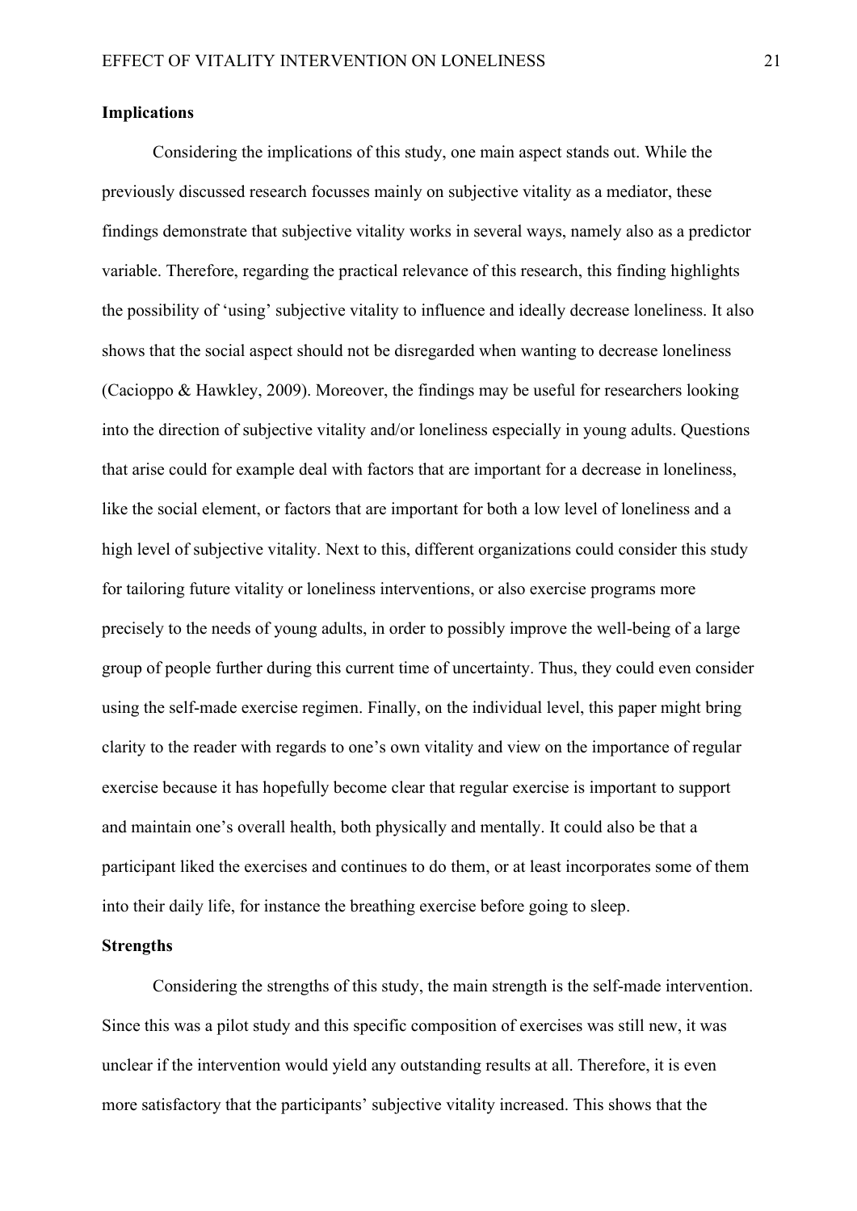**Implications**

Considering the implications of this study, one main aspect stands out. While the previously discussed research focusses mainly on subjective vitality as a mediator, these findings demonstrate that subjective vitality works in several ways, namely also as a predictor variable. Therefore, regarding the practical relevance of this research, this finding highlights the possibility of 'using' subjective vitality to influence and ideally decrease loneliness. It also shows that the social aspect should not be disregarded when wanting to decrease loneliness (Cacioppo & Hawkley, 2009). Moreover, the findings may be useful for researchers looking into the direction of subjective vitality and/or loneliness especially in young adults. Questions that arise could for example deal with factors that are important for a decrease in loneliness, like the social element, or factors that are important for both a low level of loneliness and a high level of subjective vitality. Next to this, different organizations could consider this study for tailoring future vitality or loneliness interventions, or also exercise programs more precisely to the needs of young adults, in order to possibly improve the well-being of a large group of people further during this current time of uncertainty. Thus, they could even consider using the self-made exercise regimen. Finally, on the individual level, this paper might bring clarity to the reader with regards to one's own vitality and view on the importance of regular exercise because it has hopefully become clear that regular exercise is important to support and maintain one's overall health, both physically and mentally. It could also be that a participant liked the exercises and continues to do them, or at least incorporates some of them into their daily life, for instance the breathing exercise before going to sleep.

**Strengths**

Considering the strengths of this study, the main strength is the self-made intervention. Since this was a pilot study and this specific composition of exercises was still new, it was unclear if the intervention would yield any outstanding results at all. Therefore, it is even more satisfactory that the participants' subjective vitality increased. This shows that the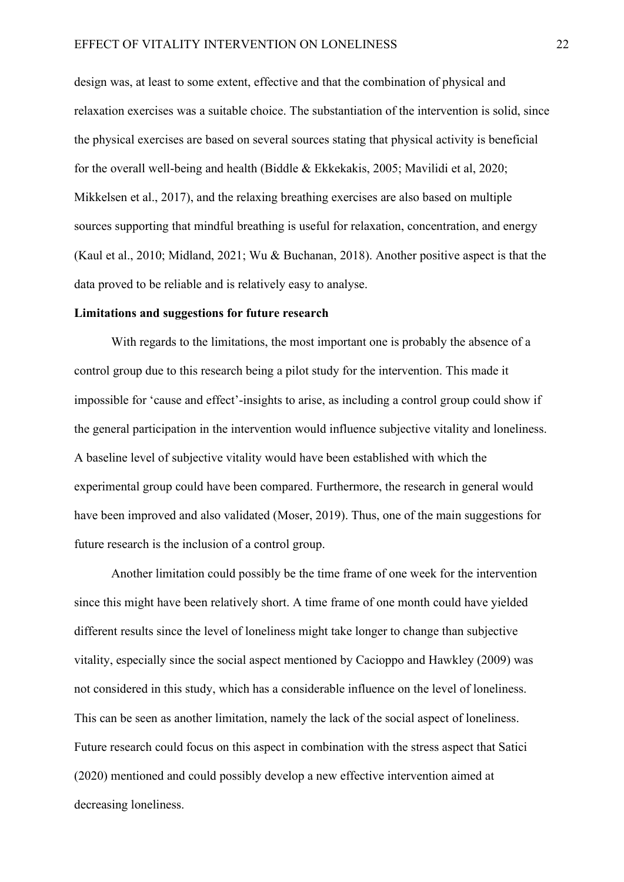design was, at least to some extent, effective and that the combination of physical and relaxation exercises was a suitable choice. The substantiation of the intervention is solid, since the physical exercises are based on several sources stating that physical activity is beneficial for the overall well-being and health (Biddle & Ekkekakis, 2005; Mavilidi et al, 2020; Mikkelsen et al., 2017), and the relaxing breathing exercises are also based on multiple sources supporting that mindful breathing is useful for relaxation, concentration, and energy (Kaul et al., 2010; Midland, 2021; Wu & Buchanan, 2018). Another positive aspect is that the data proved to be reliable and is relatively easy to analyse.

**Limitations and suggestions for future research**

With regards to the limitations, the most important one is probably the absence of a control group due to this research being a pilot study for the intervention. This made it impossible for 'cause and effect'-insights to arise, as including a control group could show if the general participation in the intervention would influence subjective vitality and loneliness. A baseline level of subjective vitality would have been established with which the experimental group could have been compared. Furthermore, the research in general would have been improved and also validated (Moser, 2019). Thus, one of the main suggestions for future research is the inclusion of a control group.

Another limitation could possibly be the time frame of one week for the intervention since this might have been relatively short. A time frame of one month could have yielded different results since the level of loneliness might take longer to change than subjective vitality, especially since the social aspect mentioned by Cacioppo and Hawkley (2009) was not considered in this study, which has a considerable influence on the level of loneliness. This can be seen as another limitation, namely the lack of the social aspect of loneliness. Future research could focus on this aspect in combination with the stress aspect that Satici (2020) mentioned and could possibly develop a new effective intervention aimed at decreasing loneliness.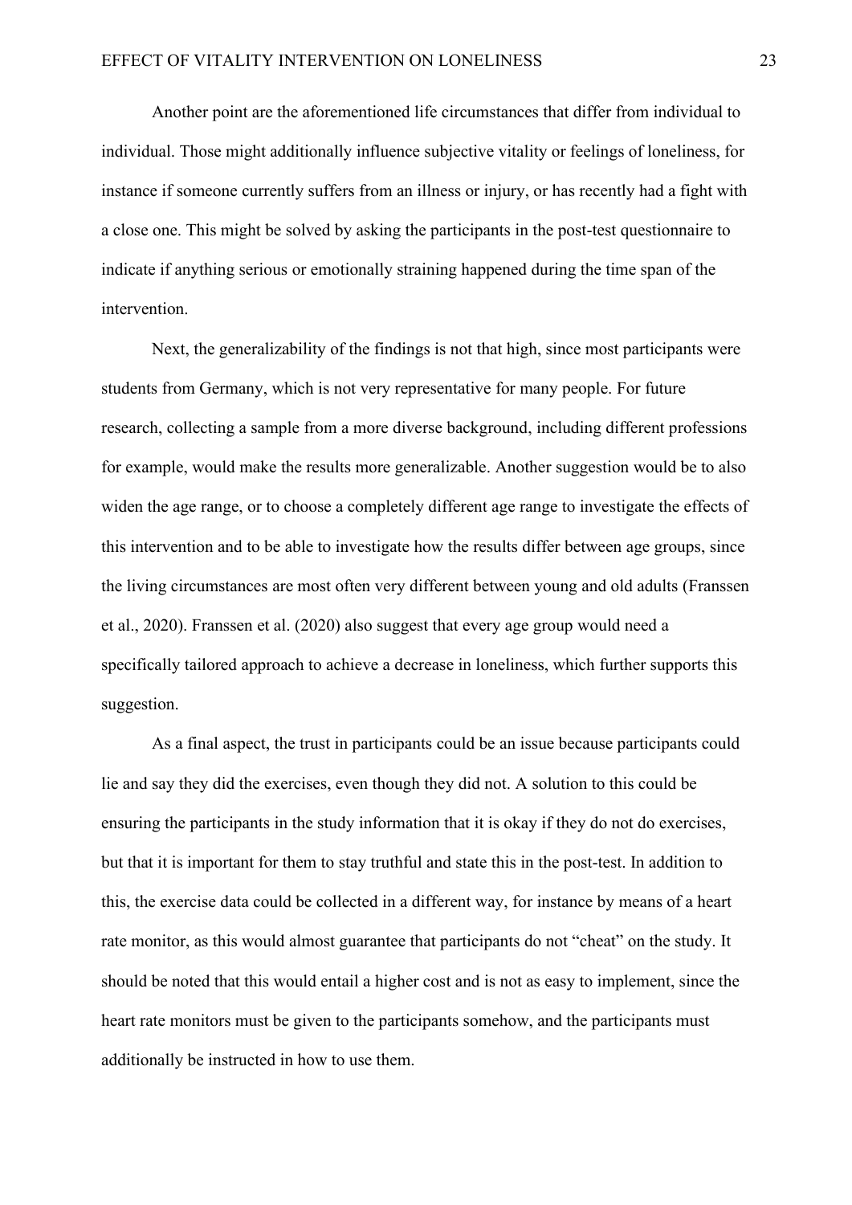Another point are the aforementioned life circumstances that differ from individual to individual. Those might additionally influence subjective vitality or feelings of loneliness, for instance if someone currently suffers from an illness or injury, or has recently had a fight with a close one. This might be solved by asking the participants in the post-test questionnaire to indicate if anything serious or emotionally straining happened during the time span of the intervention.

Next, the generalizability of the findings is not that high, since most participants were students from Germany, which is not very representative for many people. For future research, collecting a sample from a more diverse background, including different professions for example, would make the results more generalizable. Another suggestion would be to also widen the age range, or to choose a completely different age range to investigate the effects of this intervention and to be able to investigate how the results differ between age groups, since the living circumstances are most often very different between young and old adults (Franssen et al., 2020). Franssen et al. (2020) also suggest that every age group would need a specifically tailored approach to achieve a decrease in loneliness, which further supports this suggestion.

As a final aspect, the trust in participants could be an issue because participants could lie and say they did the exercises, even though they did not. A solution to this could be ensuring the participants in the study information that it is okay if they do not do exercises, but that it is important for them to stay truthful and state this in the post-test. In addition to this, the exercise data could be collected in a different way, for instance by means of a heart rate monitor, as this would almost guarantee that participants do not "cheat" on the study. It should be noted that this would entail a higher cost and is not as easy to implement, since the heart rate monitors must be given to the participants somehow, and the participants must additionally be instructed in how to use them.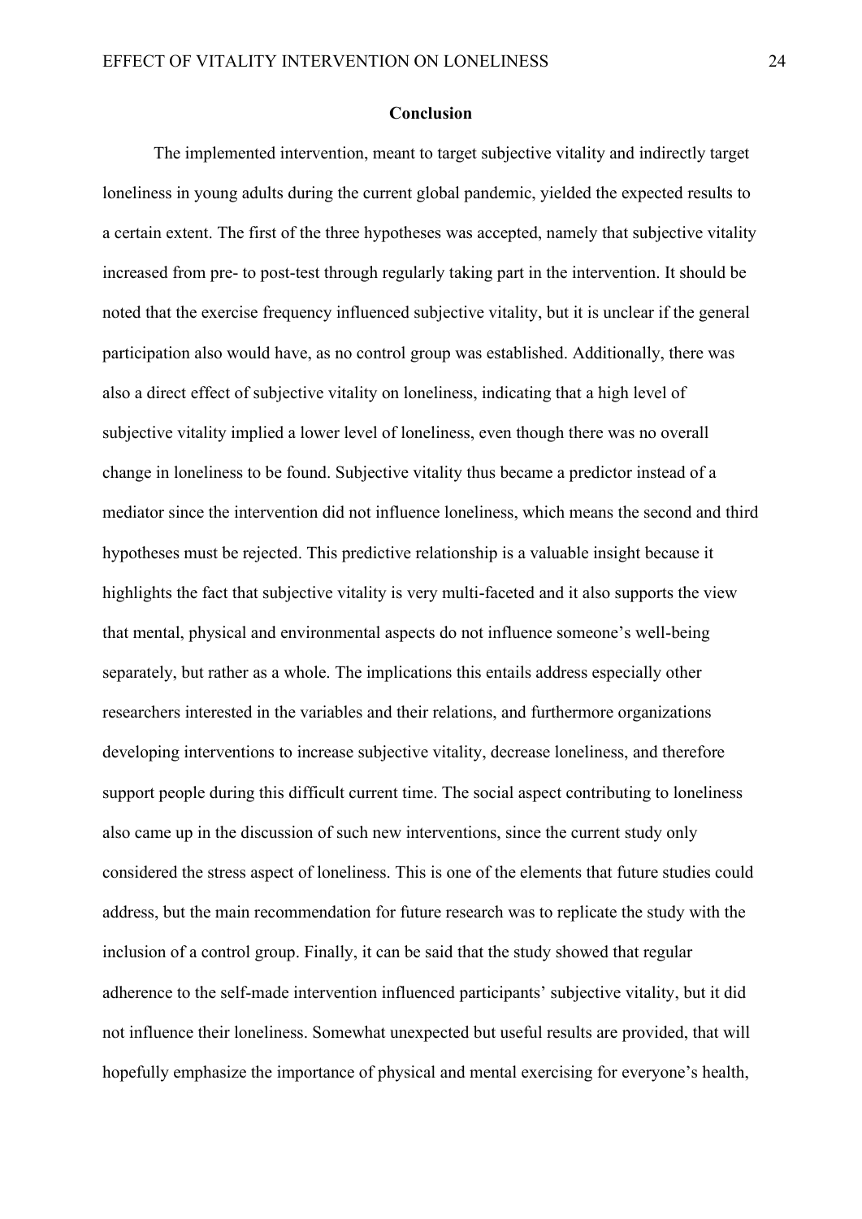## Conclusion

The implemented intervention, meant to target subjective vitality and indirectly target loneliness in young adults during the current global pandemic, yielded the expected results to a certain extent. The first of the three hypotheses was accepted, namely that subjective vitality increased from pre- to post-test through regularly taking part in the intervention. It should be noted that the exercise frequency influenced subjective vitality, but it is unclear if the general participation also would have, as no control group was established. Additionally, there was also a direct effect of subjective vitality on loneliness, indicating that a high level of subjective vitality implied a lower level of loneliness, even though there was no overall change in loneliness to be found. Subjective vitality thus became a predictor instead of a mediator since the intervention did not influence loneliness, which means the second and third hypotheses must be rejected. This predictive relationship is a valuable insight because it highlights the fact that subjective vitality is very multi-faceted and it also supports the view that mental, physical and environmental aspects do not influence someone's well-being separately, but rather as a whole. The implications this entails address especially other researchers interested in the variables and their relations, and furthermore organizations developing interventions to increase subjective vitality, decrease loneliness, and therefore support people during this difficult current time. The social aspect contributing to loneliness also came up in the discussion of such new interventions, since the current study only considered the stress aspect of loneliness. This is one of the elements that future studies could address, but the main recommendation for future research was to replicate the study with the inclusion of a control group. Finally, it can be said that the study showed that regular adherence to the self-made intervention influenced participants' subjective vitality, but it did not influence their loneliness. Somewhat unexpected but useful results are provided, that will hopefully emphasize the importance of physical and mental exercising for everyone's health,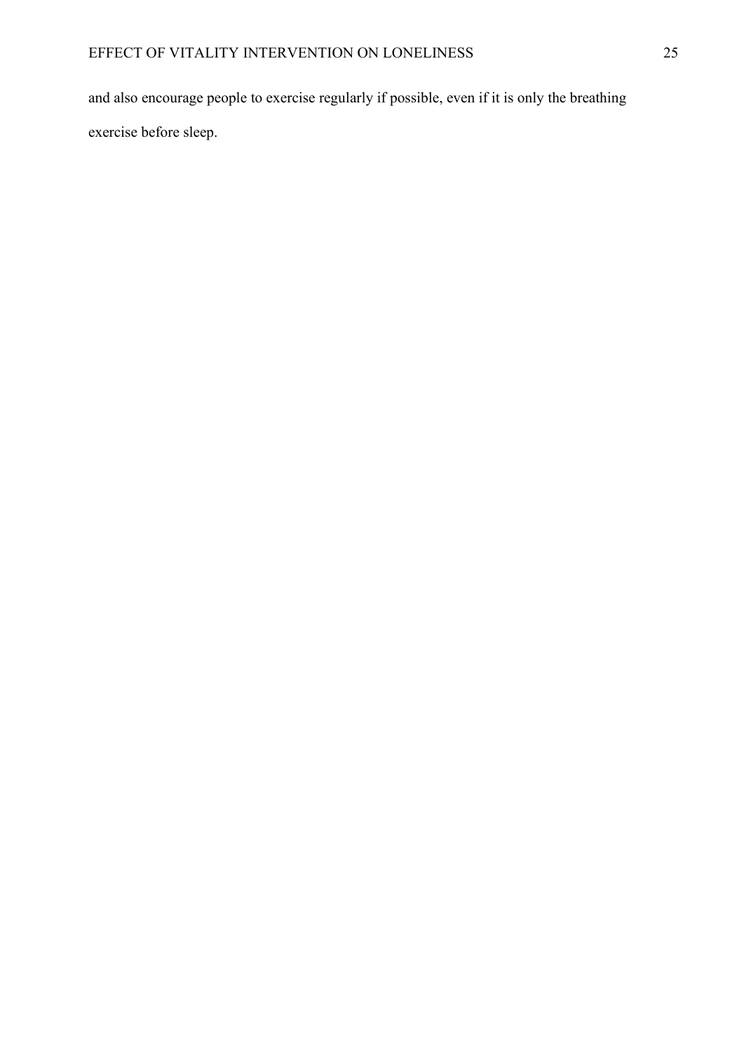and also encourage people to exercise regularly if possible, even if it is only the breathing exercise before sleep.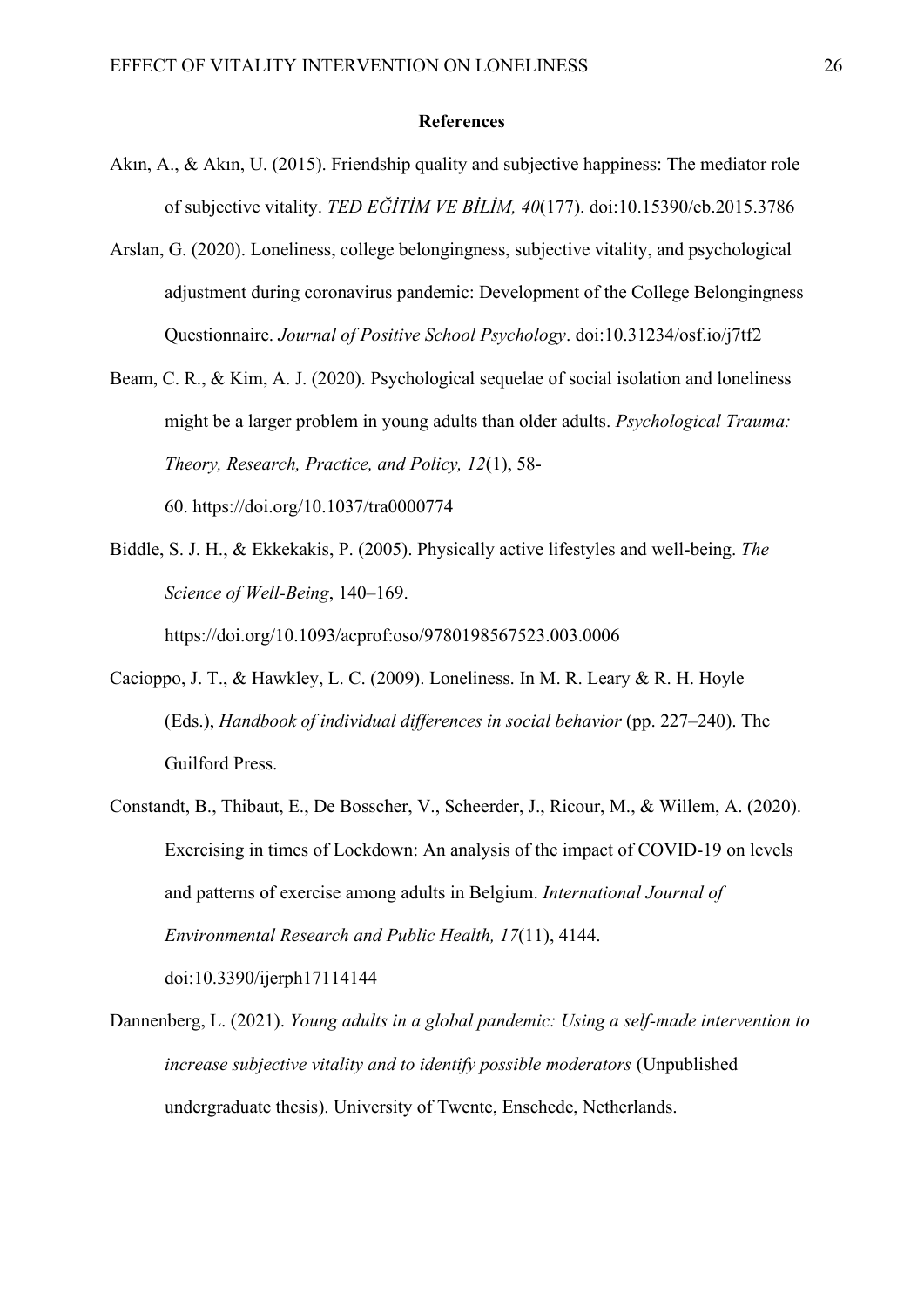## References

Akın, A., & Akın, U. (2015). Friendship quality and subjective happiness: The mediator role of subjective vitality. *TED EĞİTİM VE BİLİM, 40*(177). doi:10.15390/eb.2015.3786

Arslan, G. (2020). Loneliness, college belongingness, subjective vitality, and psychological adjustment during coronavirus pandemic: Development of the College Belongingness Questionnaire. *Journal of Positive School Psychology*. doi:10.31234/osf.io/j7tf2

Beam, C. R., & Kim, A. J. (2020). Psychological sequelae of social isolation and loneliness might be a larger problem in young adults than older adults. *Psychological Trauma: Theory, Research, Practice, and Policy, 12*(1), 58-60. https://doi.org/10.1037/tra0000774

Biddle, S. J. H., & Ekkekakis, P. (2005). Physically active lifestyles and well-being. *The Science of Well-Being*, 140–169. https://doi.org/10.1093/acprof:oso/9780198567523.003.0006

Cacioppo, J. T., & Hawkley, L. C. (2009). Loneliness. In M. R. Leary & R. H. Hoyle (Eds.), *Handbook of individual differences in social behavior* (pp. 227–240). The Guilford Press.

Constandt, B., Thibaut, E., De Bosscher, V., Scheerder, J., Ricour, M., & Willem, A. (2020). Exercising in times of Lockdown: An analysis of the impact of COVID-19 on levels and patterns of exercise among adults in Belgium. *International Journal of Environmental Research and Public Health, 17*(11), 4144. doi:10.3390/ijerph17114144

Dannenberg, L. (2021). *Young adults in a global pandemic: Using a self-made intervention to increase subjective vitality and to identify possible moderators* (Unpublished undergraduate thesis). University of Twente, Enschede, Netherlands.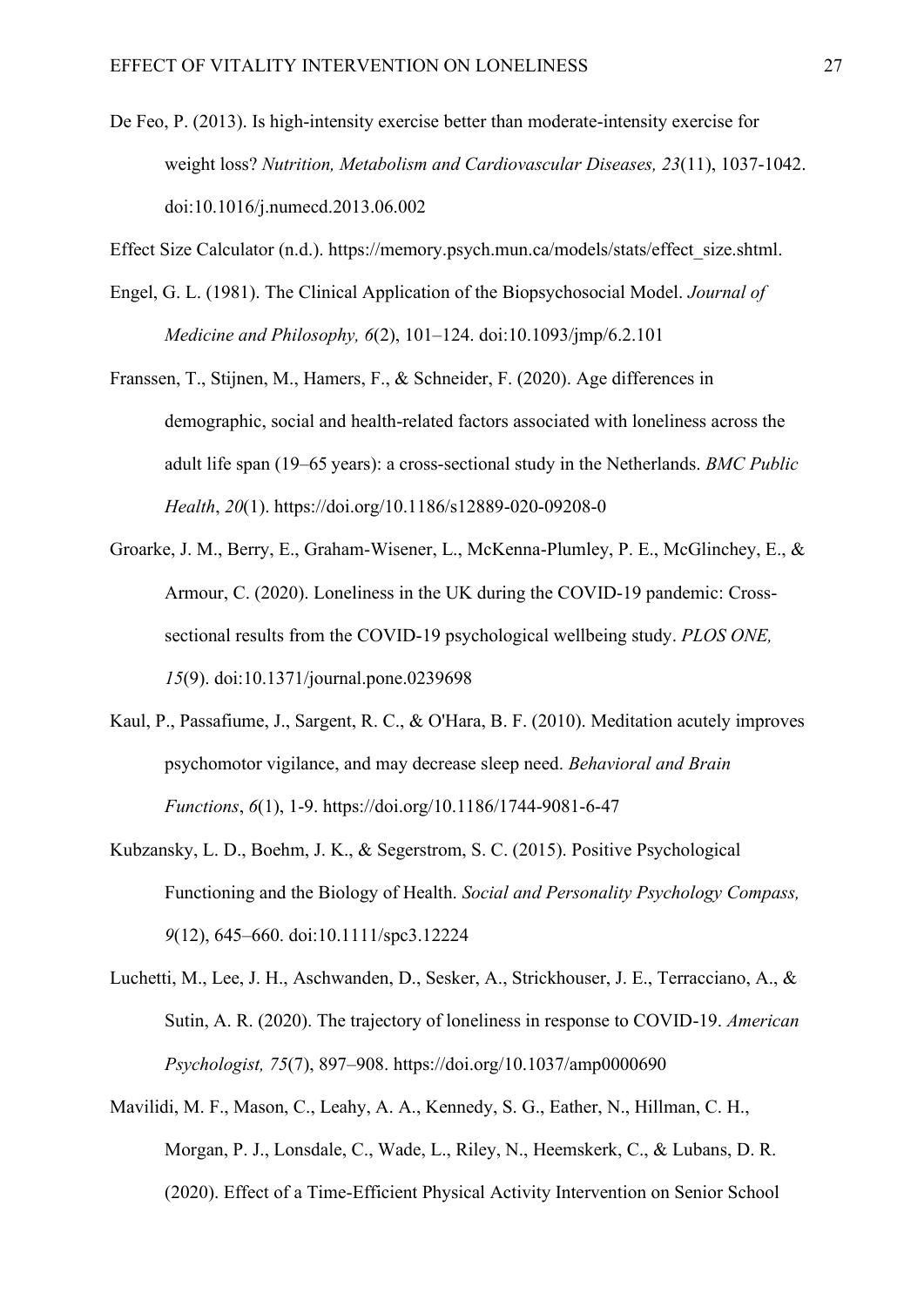De Feo, P. (2013). Is high-intensity exercise better than moderate-intensity exercise for weight loss? *Nutrition, Metabolism and Cardiovascular Diseases, 23*(11), 1037-1042. doi:10.1016/j.numecd.2013.06.002

Effect Size Calculator (n.d.). https://memory.psych.mun.ca/models/stats/effect_size.shtml.

Engel, G. L. (1981). The Clinical Application of the Biopsychosocial Model. *Journal of Medicine and Philosophy, 6*(2), 101–124. doi:10.1093/jmp/6.2.101

Franssen, T., Stijnen, M., Hamers, F., & Schneider, F. (2020). Age differences in demographic, social and health-related factors associated with loneliness across the adult life span (19–65 years): a cross-sectional study in the Netherlands. *BMC Public Health*, *20*(1). https://doi.org/10.1186/s12889-020-09208-0

Groarke, J. M., Berry, E., Graham-Wisener, L., McKenna-Plumley, P. E., McGlinchey, E., & Armour, C. (2020). Loneliness in the UK during the COVID-19 pandemic: Cross-sectional results from the COVID-19 psychological wellbeing study. *PLOS ONE, 15*(9). doi:10.1371/journal.pone.0239698

Kaul, P., Passafiume, J., Sargent, R. C., & O'Hara, B. F. (2010). Meditation acutely improves psychomotor vigilance, and may decrease sleep need. *Behavioral and Brain Functions*, *6*(1), 1-9. https://doi.org/10.1186/1744-9081-6-47

Kubzansky, L. D., Boehm, J. K., & Segerstrom, S. C. (2015). Positive Psychological Functioning and the Biology of Health. *Social and Personality Psychology Compass, 9*(12), 645–660. doi:10.1111/spc3.12224

Luchetti, M., Lee, J. H., Aschwanden, D., Sesker, A., Strickhouser, J. E., Terracciano, A., & Sutin, A. R. (2020). The trajectory of loneliness in response to COVID-19. *American Psychologist, 75*(7), 897–908. https://doi.org/10.1037/amp0000690

Mavilidi, M. F., Mason, C., Leahy, A. A., Kennedy, S. G., Eather, N., Hillman, C. H., Morgan, P. J., Lonsdale, C., Wade, L., Riley, N., Heemskerk, C., & Lubans, D. R. (2020). Effect of a Time-Efficient Physical Activity Intervention on Senior School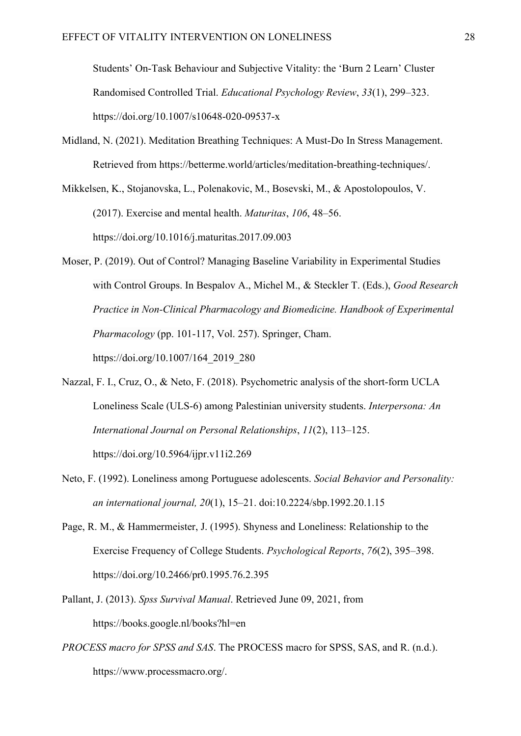Students' On-Task Behaviour and Subjective Vitality: the 'Burn 2 Learn' Cluster Randomised Controlled Trial. *Educational Psychology Review*, *33*(1), 299–323. https://doi.org/10.1007/s10648-020-09537-x

Midland, N. (2021). Meditation Breathing Techniques: A Must-Do In Stress Management. Retrieved from https://betterme.world/articles/meditation-breathing-techniques/.

Mikkelsen, K., Stojanovska, L., Polenakovic, M., Bosevski, M., & Apostolopoulos, V. (2017). Exercise and mental health. *Maturitas*, *106*, 48–56. https://doi.org/10.1016/j.maturitas.2017.09.003

Moser, P. (2019). Out of Control? Managing Baseline Variability in Experimental Studies with Control Groups. In Bespalov A., Michel M., & Steckler T. (Eds.), *Good Research Practice in Non-Clinical Pharmacology and Biomedicine. Handbook of Experimental Pharmacology* (pp. 101-117, Vol. 257). Springer, Cham. https://doi.org/10.1007/164_2019_280

Nazzal, F. I., Cruz, O., & Neto, F. (2018). Psychometric analysis of the short-form UCLA Loneliness Scale (ULS-6) among Palestinian university students. *Interpersona: An International Journal on Personal Relationships*, *11*(2), 113–125. https://doi.org/10.5964/ijpr.v11i2.269

Neto, F. (1992). Loneliness among Portuguese adolescents. *Social Behavior and Personality: an international journal, 20*(1), 15–21. doi:10.2224/sbp.1992.20.1.15

Page, R. M., & Hammermeister, J. (1995). Shyness and Loneliness: Relationship to the Exercise Frequency of College Students. *Psychological Reports*, *76*(2), 395–398. https://doi.org/10.2466/pr0.1995.76.2.395

Pallant, J. (2013). *Spss Survival Manual*. Retrieved June 09, 2021, from https://books.google.nl/books?hl=en

*PROCESS macro for SPSS and SAS*. The PROCESS macro for SPSS, SAS, and R. (n.d.). https://www.processmacro.org/.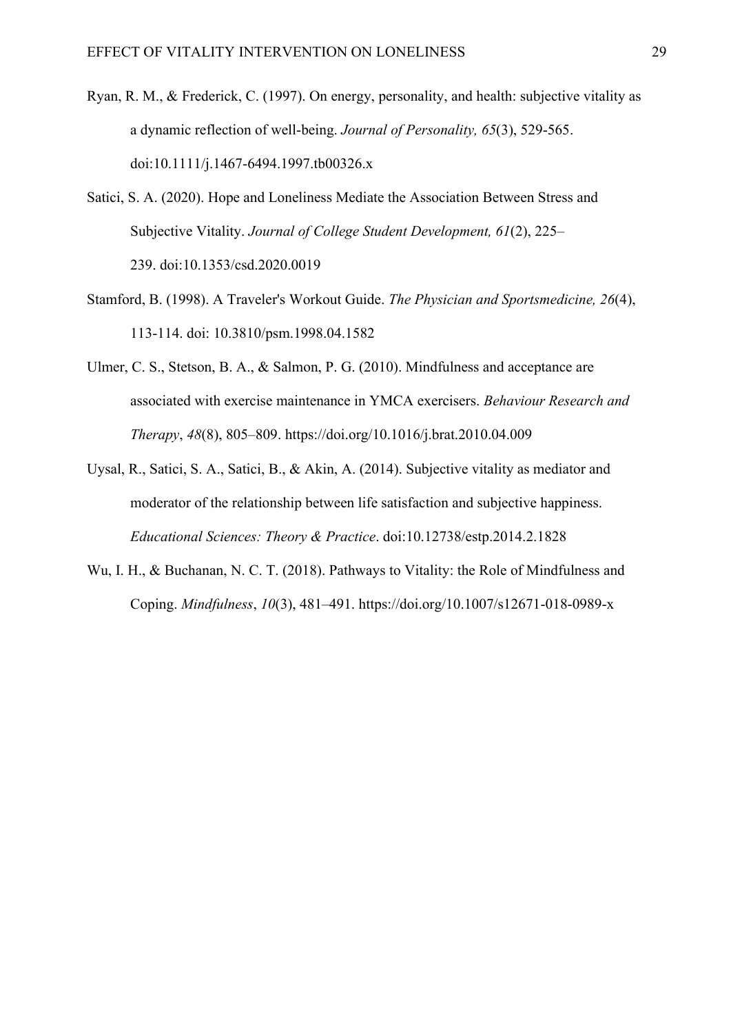Ryan, R. M., & Frederick, C. (1997). On energy, personality, and health: subjective vitality as a dynamic reflection of well-being. *Journal of Personality, 65*(3), 529-565. doi:10.1111/j.1467-6494.1997.tb00326.x

Satici, S. A. (2020). Hope and Loneliness Mediate the Association Between Stress and Subjective Vitality. *Journal of College Student Development, 61*(2), 225–239. doi:10.1353/csd.2020.0019

Stamford, B. (1998). A Traveler's Workout Guide. *The Physician and Sportsmedicine, 26*(4), 113-114. doi: 10.3810/psm.1998.04.1582

Ulmer, C. S., Stetson, B. A., & Salmon, P. G. (2010). Mindfulness and acceptance are associated with exercise maintenance in YMCA exercisers. *Behaviour Research and Therapy*, *48*(8), 805–809. https://doi.org/10.1016/j.brat.2010.04.009

Uysal, R., Satici, S. A., Satici, B., & Akin, A. (2014). Subjective vitality as mediator and moderator of the relationship between life satisfaction and subjective happiness. *Educational Sciences: Theory & Practice*. doi:10.12738/estp.2014.2.1828

Wu, I. H., & Buchanan, N. C. T. (2018). Pathways to Vitality: the Role of Mindfulness and Coping. *Mindfulness*, *10*(3), 481–491. https://doi.org/10.1007/s12671-018-0989-x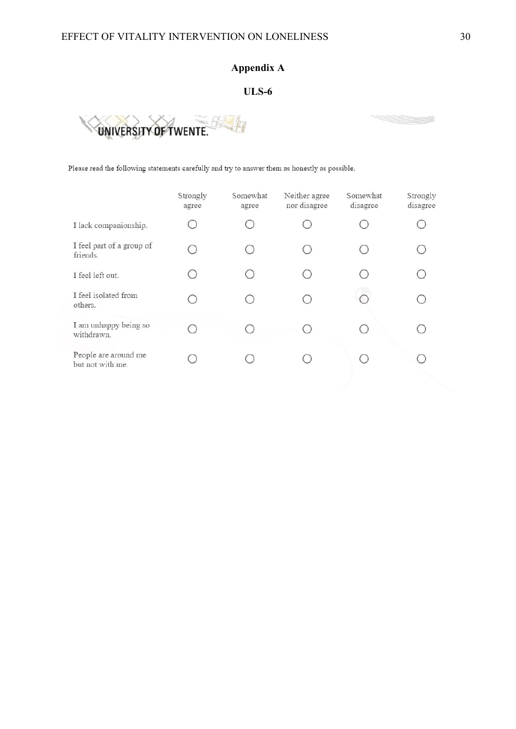# Appendix A

## ULS-6

UNIVERSITY OF TWENTE.

Please read the following statements carefully and try to answer them as honestly as possible.

| | Strongly agree | Somewhat agree | Neither agree nor disagree | Somewhat disagree | Strongly disagree |
|---|---|---|---|---|---|
| I lack companionship. | ○ | ○ | ○ | ○ | ○ |
| I feel part of a group of friends. | ○ | ○ | ○ | ○ | ○ |
| I feel left out. | ○ | ○ | ○ | ○ | ○ |
| I feel isolated from others. | ○ | ○ | ○ | ○ | ○ |
| I am unhappy being so withdrawn. | ○ | ○ | ○ | ○ | ○ |
| People are around me but not with me. | ○ | ○ | ○ | ○ | ○ |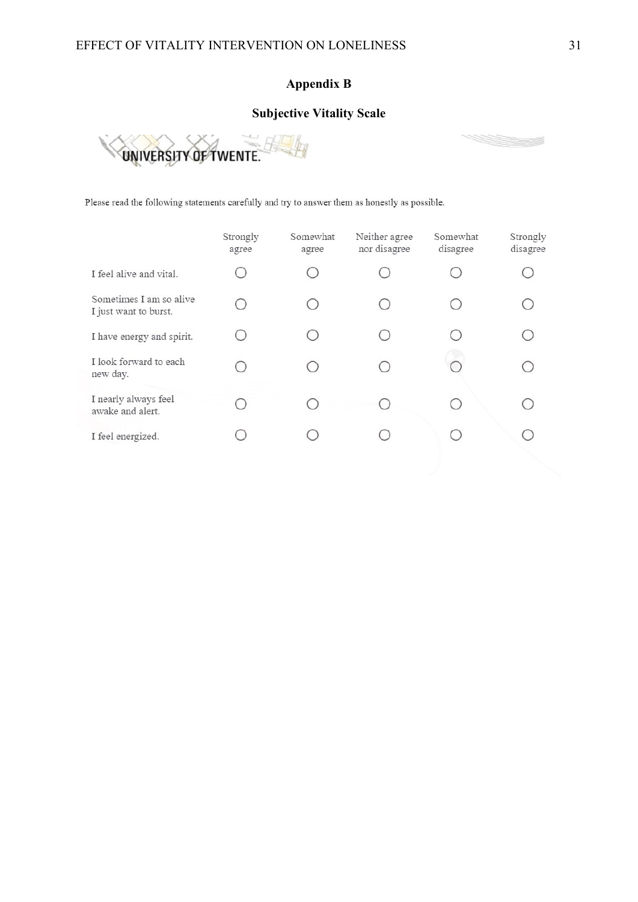## Appendix B

### Subjective Vitality Scale

UNIVERSITY OF TWENTE.

Please read the following statements carefully and try to answer them as honestly as possible.

| | Strongly agree | Somewhat agree | Neither agree nor disagree | Somewhat disagree | Strongly disagree |
|---|---|---|---|---|---|
| I feel alive and vital. | ○ | ○ | ○ | ○ | ○ |
| Sometimes I am so alive I just want to burst. | ○ | ○ | ○ | ○ | ○ |
| I have energy and spirit. | ○ | ○ | ○ | ○ | ○ |
| I look forward to each new day. | ○ | ○ | ○ | ○ | ○ |
| I nearly always feel awake and alert. | ○ | ○ | ○ | ○ | ○ |
| I feel energized. | ○ | ○ | ○ | ○ | ○ |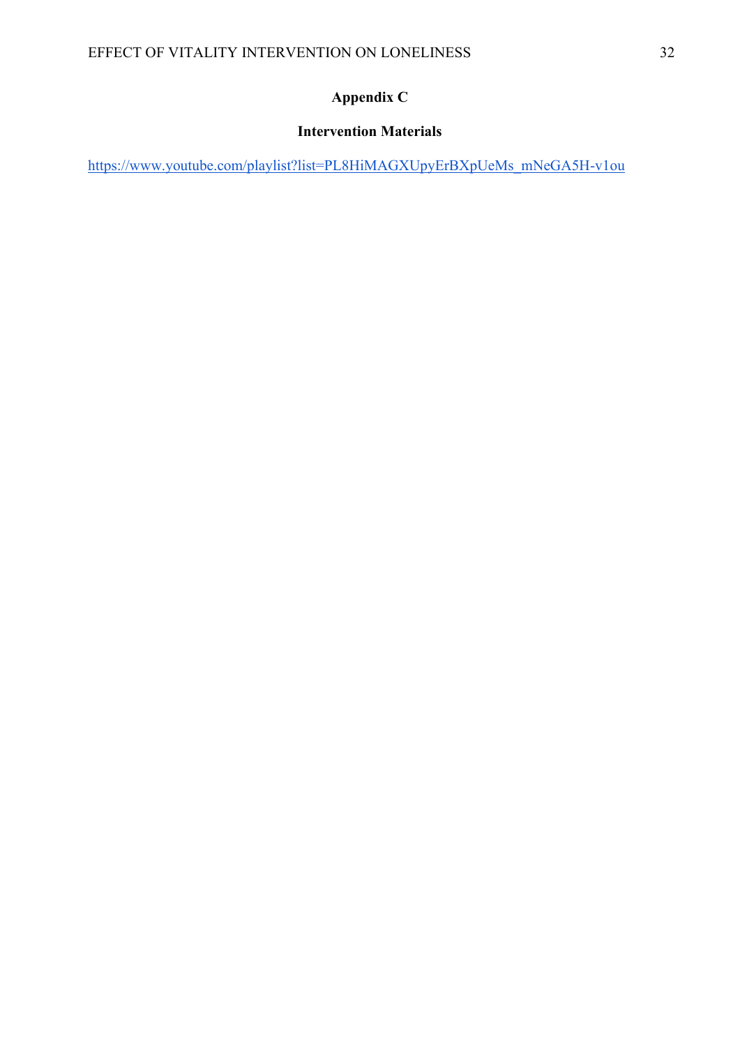# Appendix C

## Intervention Materials

https://www.youtube.com/playlist?list=PL8HiMAGXUpyErBXpUeMs_mNeGA5H-v1ou